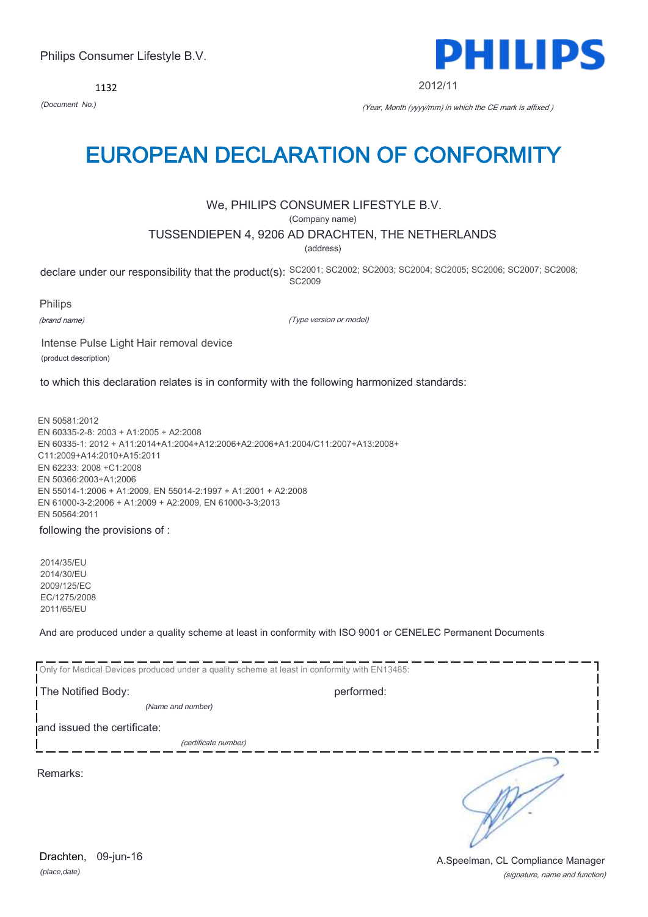Philips Consumer Lifestyle B.V.

PHILIPS

1132

*(Document No.)*

2012/11

*(Year, Month (yyyy/mm) in which the CE mark is affixed )*

# EUROPEAN DECLARATION OF CONFORMITY

We, PHILIPS CONSUMER LIFESTYLE B.V.

(Company name)

TUSSENDIEPEN 4, 9206 AD DRACHTEN, THE NETHERLANDS

(address)

declare under our responsibility that the product(s): SC2001; SC2002; SC2003; SC2004; SC2005; SC2006; SC2007; SC2008; SC2009

Philips

*(brand name)*

*(Type version or model)*

Intense Pulse Light Hair removal device

(product description)

to which this declaration relates is in conformity with the following harmonized standards:

EN 50581:2012
EN 60335-2-8: 2003 + A1:2005 + A2:2008
EN 60335-1: 2012 + A11:2014+A1:2004+A12:2006+A2:2006+A1:2004/C11:2007+A13:2008+C11:2009+A14:2010+A15:2011
EN 62233: 2008 +C1:2008
EN 50366:2003+A1;2006
EN 55014-1:2006 + A1:2009, EN 55014-2:1997 + A1:2001 + A2:2008
EN 61000-3-2:2006 + A1:2009 + A2:2009, EN 61000-3-3:2013
EN 50564:2011

following the provisions of :

2014/35/EU
2014/30/EU
2009/125/EC
EC/1275/2008
2011/65/EU

And are produced under a quality scheme at least in conformity with ISO 9001 or CENELEC Permanent Documents

Only for Medical Devices produced under a quality scheme at least in conformity with EN13485:

The Notified Body: performed:

*(Name and number)*

and issued the certificate:

*(certificate number)*

Remarks:

Drachten, 09-jun-16

*(place,date)*

A.Speelman, CL Compliance Manager

*(signature, name and function)*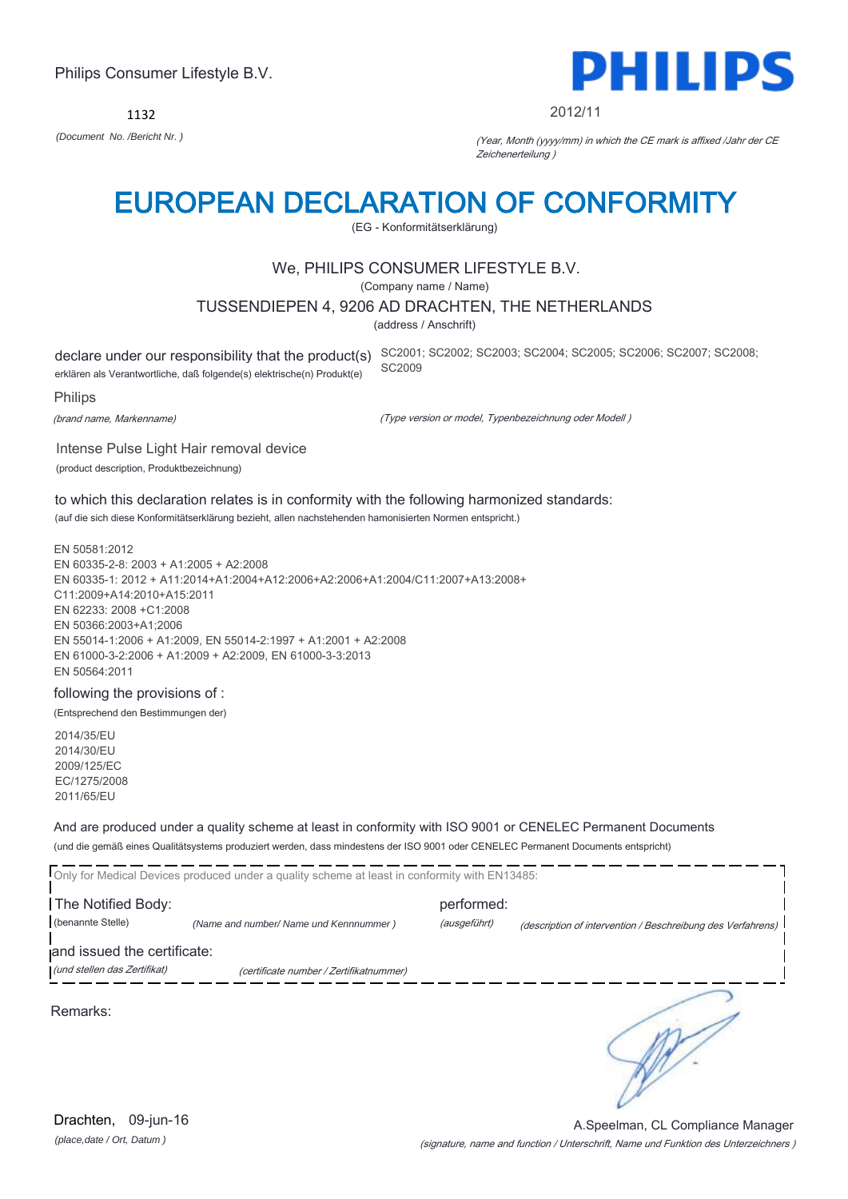Philips Consumer Lifestyle B.V.

**PHILIPS**

1132

*(Document No. /Bericht Nr. )*

2012/11

*(Year, Month (yyyy/mm) in which the CE mark is affixed /Jahr der CE Zeichenerteilung )*

# EUROPEAN DECLARATION OF CONFORMITY

(EG - Konformitätserklärung)

We, PHILIPS CONSUMER LIFESTYLE B.V.

(Company name / Name)

TUSSENDIEPEN 4, 9206 AD DRACHTEN, THE NETHERLANDS

(address / Anschrift)

declare under our responsibility that the product(s)
erklären als Verantwortliche, daß folgende(s) elektrische(n) Produkt(e)

SC2001; SC2002; SC2003; SC2004; SC2005; SC2006; SC2007; SC2008; SC2009

Philips

*(brand name, Markenname)*

*(Type version or model, Typenbezeichnung oder Modell )*

Intense Pulse Light Hair removal device

(product description, Produktbezeichnung)

to which this declaration relates is in conformity with the following harmonized standards:

(auf die sich diese Konformitätserklärung bezieht, allen nachstehenden hamonisierten Normen entspricht.)

EN 50581:2012
EN 60335-2-8: 2003 + A1:2005 + A2:2008
EN 60335-1: 2012 + A11:2014+A1:2004+A12:2006+A2:2006+A1:2004/C11:2007+A13:2008+C11:2009+A14:2010+A15:2011
EN 62233: 2008 +C1:2008
EN 50366:2003+A1;2006
EN 55014-1:2006 + A1:2009, EN 55014-2:1997 + A1:2001 + A2:2008
EN 61000-3-2:2006 + A1:2009 + A2:2009, EN 61000-3-3:2013
EN 50564:2011

following the provisions of :

(Entsprechend den Bestimmungen der)

2014/35/EU
2014/30/EU
2009/125/EC
EC/1275/2008
2011/65/EU

And are produced under a quality scheme at least in conformity with ISO 9001 or CENELEC Permanent Documents

(und die gemäß eines Qualitätsystems produziert werden, dass mindestens der ISO 9001 oder CENELEC Permanent Documents entspricht)

Only for Medical Devices produced under a quality scheme at least in conformity with EN13485:

The Notified Body: (benannte Stelle) *(Name and number/ Name und Kennnummer )*

performed: *(ausgeführt)* *(description of intervention / Beschreibung des Verfahrens)*

and issued the certificate: *(und stellen das Zertifikat)* *(certificate number / Zertifikatnummer)*

Remarks:

Drachten, 09-jun-16

*(place,date / Ort, Datum )*

A.Speelman, CL Compliance Manager

*(signature, name and function / Unterschrift, Name und Funktion des Unterzeichners )*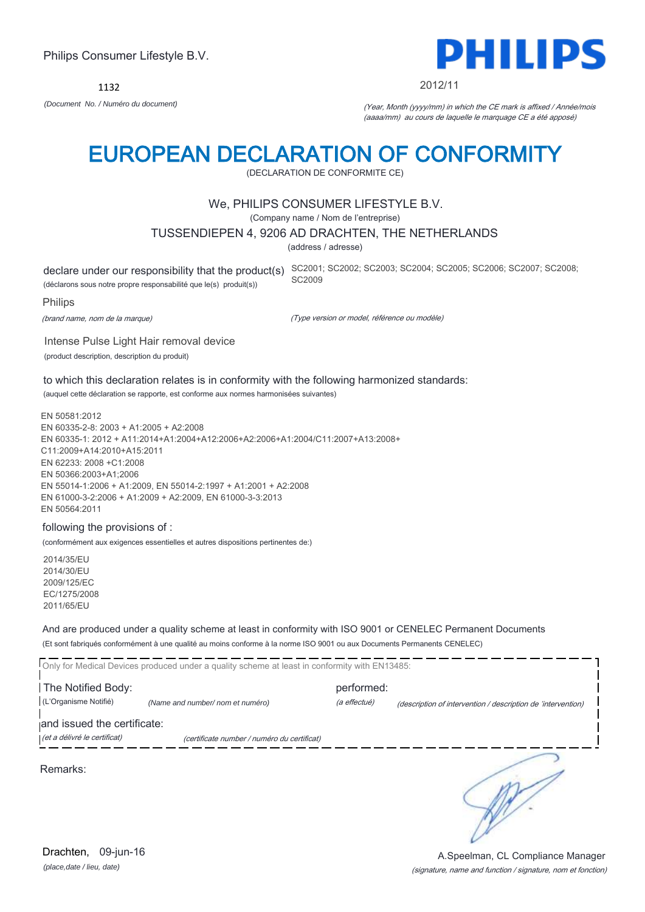Philips Consumer Lifestyle B.V.

**PHILIPS**

1132

*(Document No. / Numéro du document)*

2012/11

*(Year, Month (yyyy/mm) in which the CE mark is affixed / Année/mois (aaaa/mm) au cours de laquelle le marquage CE a été apposé)*

# EUROPEAN DECLARATION OF CONFORMITY

(DECLARATION DE CONFORMITE CE)

We, PHILIPS CONSUMER LIFESTYLE B.V.

(Company name / Nom de l'entreprise)

TUSSENDIEPEN 4, 9206 AD DRACHTEN, THE NETHERLANDS

(address / adresse)

declare under our responsibility that the product(s) SC2001; SC2002; SC2003; SC2004; SC2005; SC2006; SC2007; SC2008; SC2009

(déclarons sous notre propre responsabilité que le(s) produit(s))

Philips

*(brand name, nom de la marque)*

*(Type version or model, référence ou modèle)*

Intense Pulse Light Hair removal device

(product description, description du produit)

to which this declaration relates is in conformity with the following harmonized standards:

(auquel cette déclaration se rapporte, est conforme aux normes harmonisées suivantes)

EN 50581:2012
EN 60335-2-8: 2003 + A1:2005 + A2:2008
EN 60335-1: 2012 + A11:2014+A1:2004+A12:2006+A2:2006+A1:2004/C11:2007+A13:2008+C11:2009+A14:2010+A15:2011
EN 62233: 2008 +C1:2008
EN 50366:2003+A1;2006
EN 55014-1:2006 + A1:2009, EN 55014-2:1997 + A1:2001 + A2:2008
EN 61000-3-2:2006 + A1:2009 + A2:2009, EN 61000-3-3:2013
EN 50564:2011

following the provisions of :

(conformément aux exigences essentielles et autres dispositions pertinentes de:)

2014/35/EU
2014/30/EU
2009/125/EC
EC/1275/2008
2011/65/EU

And are produced under a quality scheme at least in conformity with ISO 9001 or CENELEC Permanent Documents

(Et sont fabriqués conformément à une qualité au moins conforme à la norme ISO 9001 ou aux Documents Permanents CENELEC)

Only for Medical Devices produced under a quality scheme at least in conformity with EN13485:

The Notified Body: performed:

(L'Organisme Notifié) *(Name and number/ nom et numéro)* *(a effectué)* *(description of intervention / description de 'intervention)*

and issued the certificate:

*(et a délivré le certificat)* *(certificate number / numéro du certificat)*

Remarks:

Drachten, 09-jun-16

*(place,date / lieu, date)*

A.Speelman, CL Compliance Manager

*(signature, name and function / signature, nom et fonction)*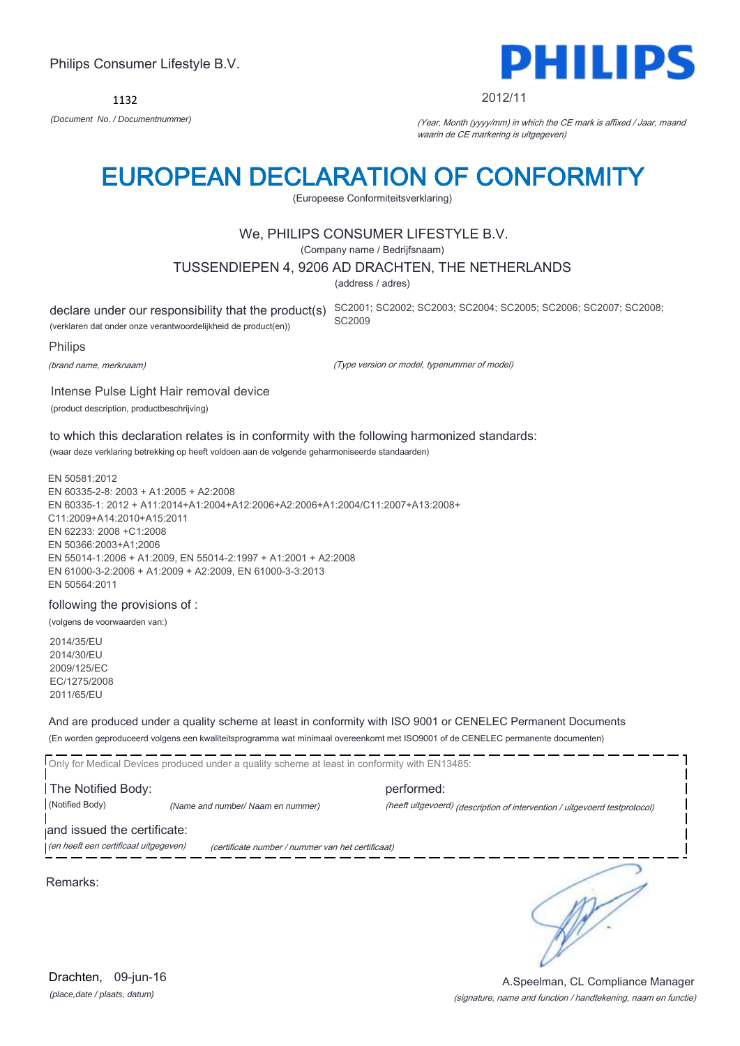Philips Consumer Lifestyle B.V.

**PHILIPS**

1132

*(Document No. / Documentnummer)*

2012/11

*(Year, Month (yyyy/mm) in which the CE mark is affixed / Jaar, maand waarin de CE markering is uitgegeven)*

# EUROPEAN DECLARATION OF CONFORMITY

(Europeese Conformiteitsverklaring)

We, PHILIPS CONSUMER LIFESTYLE B.V.

(Company name / Bedrijfsnaam)

TUSSENDIEPEN 4, 9206 AD DRACHTEN, THE NETHERLANDS

(address / adres)

declare under our responsibility that the product(s)
(verklaren dat onder onze verantwoordelijkheid de product(en))

SC2001; SC2002; SC2003; SC2004; SC2005; SC2006; SC2007; SC2008; SC2009

Philips

*(brand name, merknaam)*

*(Type version or model, typenummer of model)*

Intense Pulse Light Hair removal device

(product description, productbeschrijving)

to which this declaration relates is in conformity with the following harmonized standards:

(waar deze verklaring betrekking op heeft voldoen aan de volgende geharmoniseerde standaarden)

EN 50581:2012
EN 60335-2-8: 2003 + A1:2005 + A2:2008
EN 60335-1: 2012 + A11:2014+A1:2004+A12:2006+A2:2006+A1:2004/C11:2007+A13:2008+C11:2009+A14:2010+A15:2011
EN 62233: 2008 +C1:2008
EN 50366:2003+A1;2006
EN 55014-1:2006 + A1:2009, EN 55014-2:1997 + A1:2001 + A2:2008
EN 61000-3-2:2006 + A1:2009 + A2:2009, EN 61000-3-3:2013
EN 50564:2011

following the provisions of :

(volgens de voorwaarden van:)

2014/35/EU
2014/30/EU
2009/125/EC
EC/1275/2008
2011/65/EU

And are produced under a quality scheme at least in conformity with ISO 9001 or CENELEC Permanent Documents

(En worden geproduceerd volgens een kwaliteitsprogramma wat minimaal overeenkomt met ISO9001 of de CENELEC permanente documenten)

Only for Medical Devices produced under a quality scheme at least in conformity with EN13485:

The Notified Body: | performed:

(Notified Body) *(Name and number/ Naam en nummer)* | *(heeft uitgevoerd) (description of intervention / uitgevoerd testprotocol)*

and issued the certificate:

*(en heeft een certificaat uitgegeven)* *(certificate number / nummer van het certificaat)*

Remarks:

Drachten, 09-jun-16

*(place,date / plaats, datum)*

A.Speelman, CL Compliance Manager

*(signature, name and function / handtekening, naam en functie)*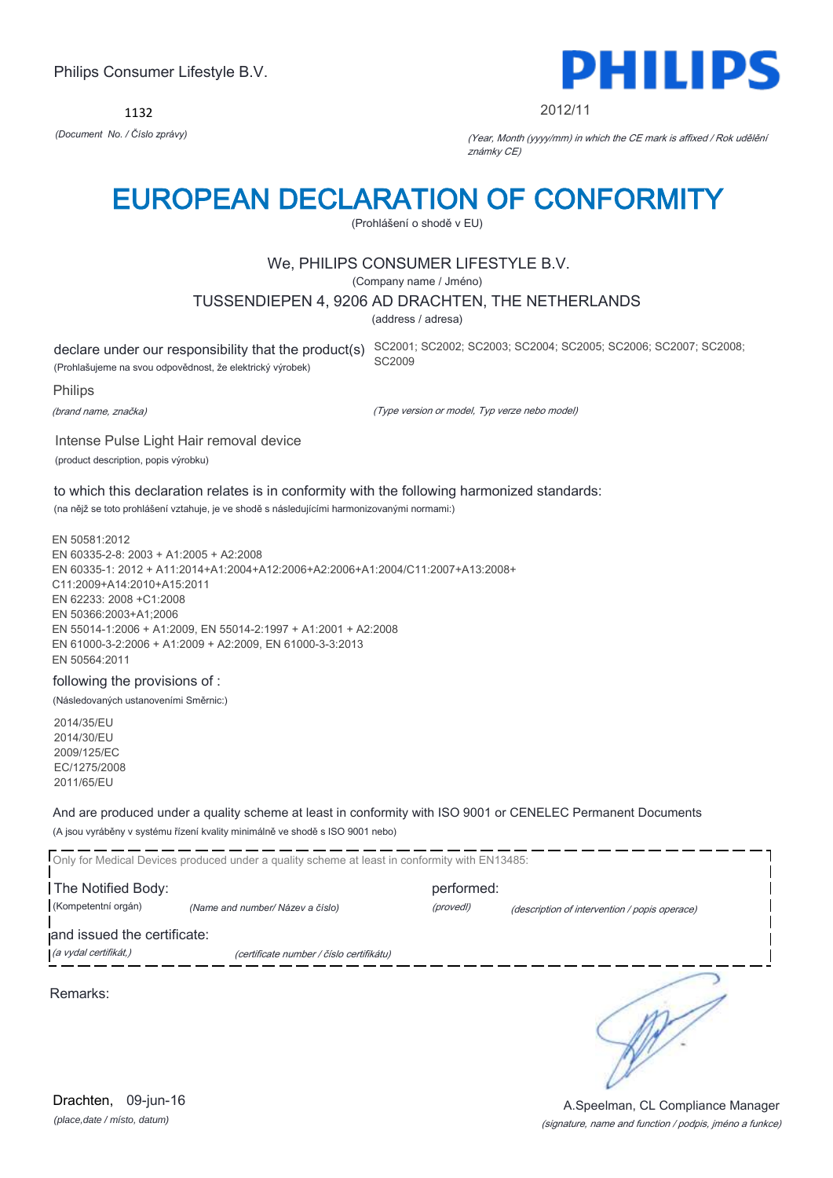Philips Consumer Lifestyle B.V.

1132

*(Document No. / Číslo zprávy)*

PHILIPS

2012/11

*(Year, Month (yyyy/mm) in which the CE mark is affixed / Rok udělění známky CE)*

# EUROPEAN DECLARATION OF CONFORMITY

(Prohlášení o shodě v EU)

We, PHILIPS CONSUMER LIFESTYLE B.V.

(Company name / Jméno)

TUSSENDIEPEN 4, 9206 AD DRACHTEN, THE NETHERLANDS

(address / adresa)

declare under our responsibility that the product(s) SC2001; SC2002; SC2003; SC2004; SC2005; SC2006; SC2007; SC2008; SC2009

(Prohlašujeme na svou odpovědnost, že elektrický výrobek)

Philips

*(brand name, značka)* *(Type version or model, Typ verze nebo model)*

Intense Pulse Light Hair removal device

(product description, popis výrobku)

to which this declaration relates is in conformity with the following harmonized standards:

(na nějž se toto prohlášení vztahuje, je ve shodě s následujícími harmonizovanými normami:)

EN 50581:2012
EN 60335-2-8: 2003 + A1:2005 + A2:2008
EN 60335-1: 2012 + A11:2014+A1:2004+A12:2006+A2:2006+A1:2004/C11:2007+A13:2008+ C11:2009+A14:2010+A15:2011
EN 62233: 2008 +C1:2008
EN 50366:2003+A1;2006
EN 55014-1:2006 + A1:2009, EN 55014-2:1997 + A1:2001 + A2:2008
EN 61000-3-2:2006 + A1:2009 + A2:2009, EN 61000-3-3:2013
EN 50564:2011

following the provisions of :

(Následovaných ustanoveními Směrnic:)

2014/35/EU
2014/30/EU
2009/125/EC
EC/1275/2008
2011/65/EU

And are produced under a quality scheme at least in conformity with ISO 9001 or CENELEC Permanent Documents

(A jsou vyráběny v systému řízení kvality minimálně ve shodě s ISO 9001 nebo)

Only for Medical Devices produced under a quality scheme at least in conformity with EN13485:

The Notified Body: performed:

(Kompetentní orgán) *(Name and number/ Název a číslo)* *(provedl)* *(description of intervention / popis operace)*

and issued the certificate:

*(a vydal certifikát,)* *(certificate number / číslo certifikátu)*

Remarks:

Drachten, 09-jun-16

*(place,date / místo, datum)*

A.Speelman, CL Compliance Manager

*(signature, name and function / podpis, jméno a funkce)*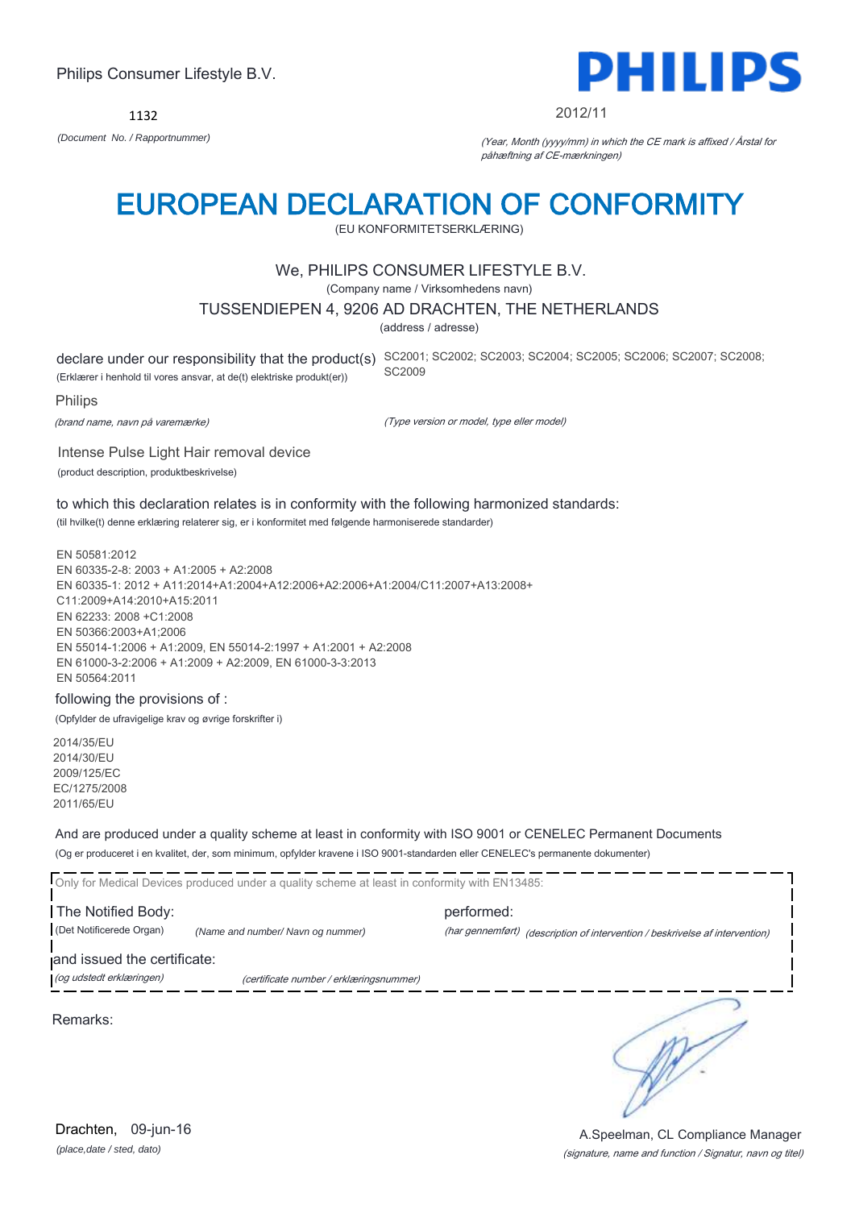Philips Consumer Lifestyle B.V.

**PHILIPS**

1132

*(Document No. / Rapportnummer)*

2012/11

*(Year, Month (yyyy/mm) in which the CE mark is affixed / Årstal for påhæftning af CE-mærkningen)*

# EUROPEAN DECLARATION OF CONFORMITY

(EU KONFORMITETSERKLÆRING)

We, PHILIPS CONSUMER LIFESTYLE B.V.

(Company name / Virksomhedens navn)

TUSSENDIEPEN 4, 9206 AD DRACHTEN, THE NETHERLANDS

(address / adresse)

declare under our responsibility that the product(s) SC2001; SC2002; SC2003; SC2004; SC2005; SC2006; SC2007; SC2008; SC2009

(Erklærer i henhold til vores ansvar, at de(t) elektriske produkt(er))

Philips

*(brand name, navn på varemærke)*

*(Type version or model, type eller model)*

Intense Pulse Light Hair removal device

(product description, produktbeskrivelse)

to which this declaration relates is in conformity with the following harmonized standards:

(til hvilke(t) denne erklæring relaterer sig, er i konformitet med følgende harmoniserede standarder)

EN 50581:2012
EN 60335-2-8: 2003 + A1:2005 + A2:2008
EN 60335-1: 2012 + A11:2014+A1:2004+A12:2006+A2:2006+A1:2004/C11:2007+A13:2008+
C11:2009+A14:2010+A15:2011
EN 62233: 2008 +C1:2008
EN 50366:2003+A1;2006
EN 55014-1:2006 + A1:2009, EN 55014-2:1997 + A1:2001 + A2:2008
EN 61000-3-2:2006 + A1:2009 + A2:2009, EN 61000-3-3:2013
EN 50564:2011

following the provisions of :

(Opfylder de ufravigelige krav og øvrige forskrifter i)

2014/35/EU
2014/30/EU
2009/125/EC
EC/1275/2008
2011/65/EU

And are produced under a quality scheme at least in conformity with ISO 9001 or CENELEC Permanent Documents

(Og er produceret i en kvalitet, der, som minimum, opfylder kravene i ISO 9001-standarden eller CENELEC's permanente dokumenter)

Only for Medical Devices produced under a quality scheme at least in conformity with EN13485:

The Notified Body: performed:

(Det Notificerede Organ) *(Name and number/ Navn og nummer)* *(har gennemført)* *(description of intervention / beskrivelse af intervention)*

and issued the certificate:

*(og udstedt erklæringen)* *(certificate number / erklæringsnummer)*

Remarks:

Drachten, 09-jun-16

*(place,date / sted, dato)*

A.Speelman, CL Compliance Manager

*(signature, name and function / Signatur, navn og titel)*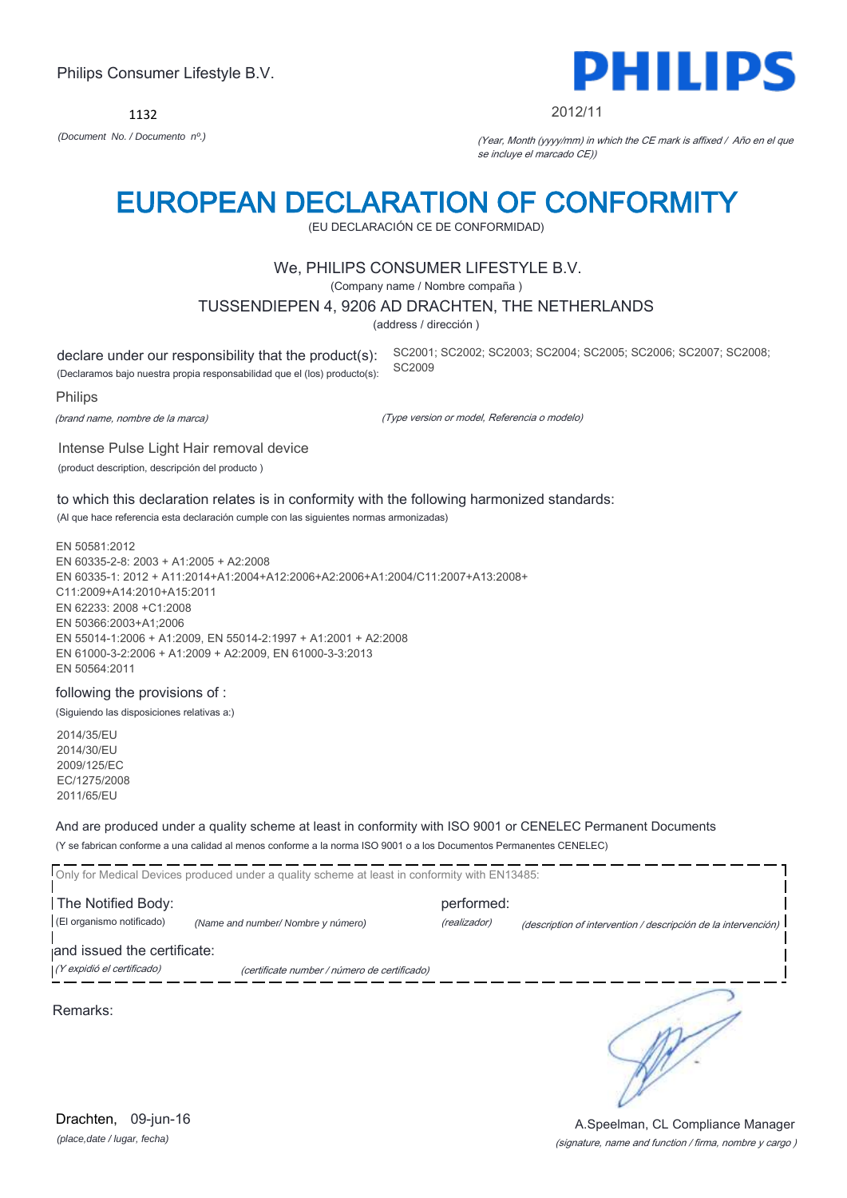Philips Consumer Lifestyle B.V.

1132

*(Document No. / Documento nº.)*

PHILIPS

2012/11

*(Year, Month (yyyy/mm) in which the CE mark is affixed / Año en el que se incluye el marcado CE))*

# EUROPEAN DECLARATION OF CONFORMITY

(EU DECLARACIÓN CE DE CONFORMIDAD)

We, PHILIPS CONSUMER LIFESTYLE B.V.

(Company name / Nombre compaña )

TUSSENDIEPEN 4, 9206 AD DRACHTEN, THE NETHERLANDS

(address / dirección )

declare under our responsibility that the product(s):
(Declaramos bajo nuestra propia responsabilidad que el (los) producto(s):

SC2001; SC2002; SC2003; SC2004; SC2005; SC2006; SC2007; SC2008; SC2009

Philips

*(brand name, nombre de la marca)*

*(Type version or model, Referencia o modelo)*

Intense Pulse Light Hair removal device

(product description, descripción del producto )

to which this declaration relates is in conformity with the following harmonized standards:

(Al que hace referencia esta declaración cumple con las siguientes normas armonizadas)

EN 50581:2012
EN 60335-2-8: 2003 + A1:2005 + A2:2008
EN 60335-1: 2012 + A11:2014+A1:2004+A12:2006+A2:2006+A1:2004/C11:2007+A13:2008+C11:2009+A14:2010+A15:2011
EN 62233: 2008 +C1:2008
EN 50366:2003+A1;2006
EN 55014-1:2006 + A1:2009, EN 55014-2:1997 + A1:2001 + A2:2008
EN 61000-3-2:2006 + A1:2009 + A2:2009, EN 61000-3-3:2013
EN 50564:2011

following the provisions of :

(Siguiendo las disposiciones relativas a:)

2014/35/EU
2014/30/EU
2009/125/EC
EC/1275/2008
2011/65/EU

And are produced under a quality scheme at least in conformity with ISO 9001 or CENELEC Permanent Documents

(Y se fabrican conforme a una calidad al menos conforme a la norma ISO 9001 o a los Documentos Permanentes CENELEC)

Only for Medical Devices produced under a quality scheme at least in conformity with EN13485:

The Notified Body: performed:

(El organismo notificado) *(Name and number/ Nombre y número)* *(realizador)* *(description of intervention / descripción de la intervención)*

and issued the certificate:

*(Y expidió el certificado)* *(certificate number / número de certificado)*

Remarks:

Drachten, 09-jun-16

*(place,date / lugar, fecha)*

A.Speelman, CL Compliance Manager

*(signature, name and function / firma, nombre y cargo )*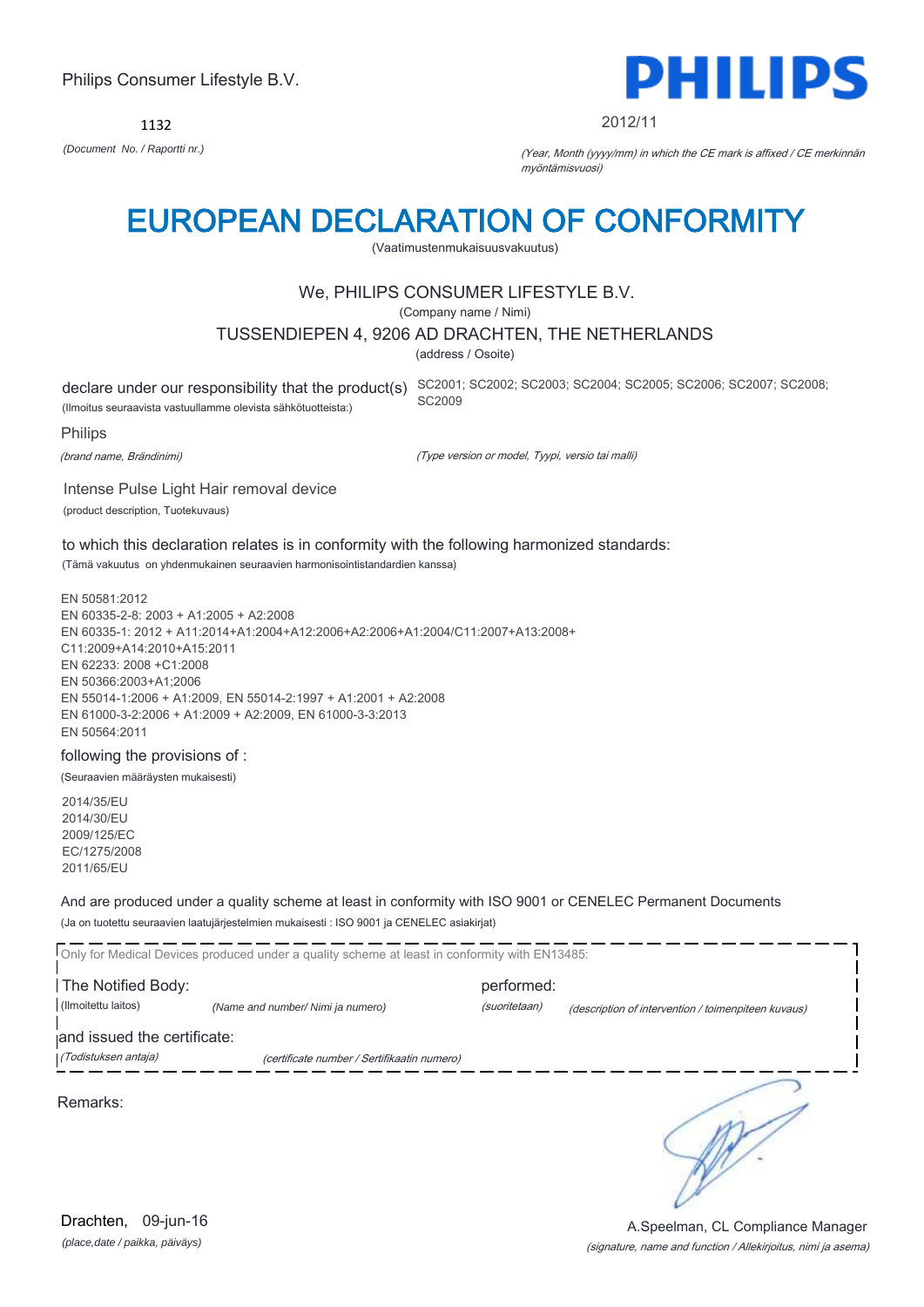Philips Consumer Lifestyle B.V.

**PHILIPS**

1132

*(Document No. / Raportti nr.)*

2012/11

*(Year, Month (yyyy/mm) in which the CE mark is affixed / CE merkinnän myöntämisvuosi)*

# EUROPEAN DECLARATION OF CONFORMITY

(Vaatimustenmukaisuusvakuutus)

We, PHILIPS CONSUMER LIFESTYLE B.V.

(Company name / Nimi)

TUSSENDIEPEN 4, 9206 AD DRACHTEN, THE NETHERLANDS

(address / Osoite)

declare under our responsibility that the product(s) SC2001; SC2002; SC2003; SC2004; SC2005; SC2006; SC2007; SC2008; SC2009

(Ilmoitus seuraavista vastuullamme olevista sähkötuotteista:)

Philips

*(brand name, Brändinimi)*

*(Type version or model, Tyypi, versio tai malli)*

Intense Pulse Light Hair removal device

(product description, Tuotekuvaus)

to which this declaration relates is in conformity with the following harmonized standards:

(Tämä vakuutus on yhdenmukainen seuraavien harmonisointistandardien kanssa)

EN 50581:2012
EN 60335-2-8: 2003 + A1:2005 + A2:2008
EN 60335-1: 2012 + A11:2014+A1:2004+A12:2006+A2:2006+A1:2004/C11:2007+A13:2008+C11:2009+A14:2010+A15:2011
EN 62233: 2008 +C1:2008
EN 50366:2003+A1;2006
EN 55014-1:2006 + A1:2009, EN 55014-2:1997 + A1:2001 + A2:2008
EN 61000-3-2:2006 + A1:2009 + A2:2009, EN 61000-3-3:2013
EN 50564:2011

following the provisions of :

(Seuraavien määräysten mukaisesti)

2014/35/EU
2014/30/EU
2009/125/EC
EC/1275/2008
2011/65/EU

And are produced under a quality scheme at least in conformity with ISO 9001 or CENELEC Permanent Documents

(Ja on tuotettu seuraavien laatujärjestelmien mukaisesti : ISO 9001 ja CENELEC asiakirjat)

Only for Medical Devices produced under a quality scheme at least in conformity with EN13485:

The Notified Body: (Ilmoitettu laitos) *(Name and number/ Nimi ja numero)*

performed: *(suoritetaan)* *(description of intervention / toimenpiteen kuvaus)*

and issued the certificate: *(Todistuksen antaja)* *(certificate number / Sertifikaatin numero)*

Remarks:

Drachten, 09-jun-16

*(place,date / paikka, päiväys)*

A.Speelman, CL Compliance Manager

*(signature, name and function / Allekirjoitus, nimi ja asema)*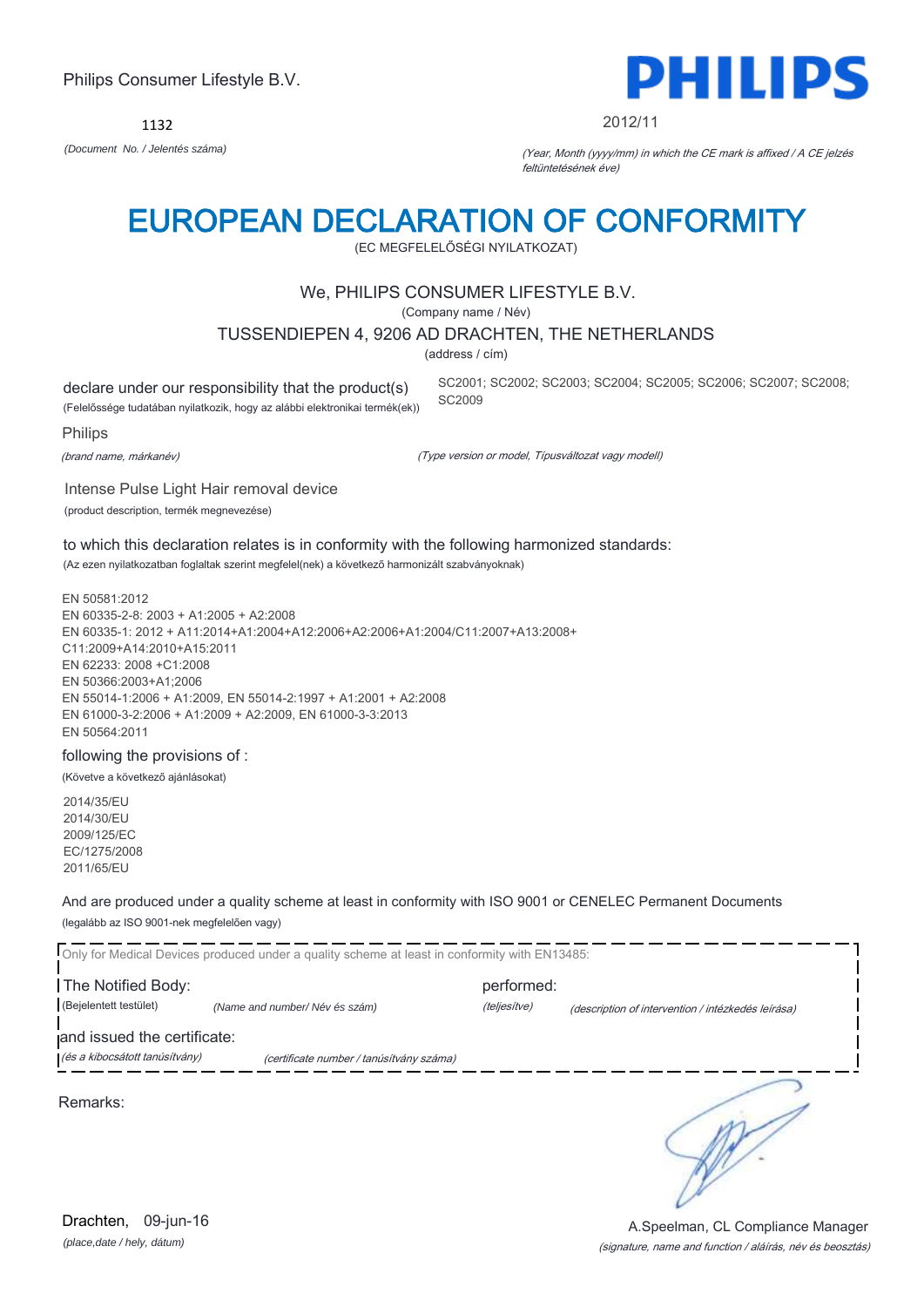Philips Consumer Lifestyle B.V.

1132

*(Document No. / Jelentés száma)*

**PHILIPS**

2012/11

*(Year, Month (yyyy/mm) in which the CE mark is affixed / A CE jelzés feltüntetésének éve)*

# EUROPEAN DECLARATION OF CONFORMITY

(EC MEGFELELŐSÉGI NYILATKOZAT)

We, PHILIPS CONSUMER LIFESTYLE B.V.

(Company name / Név)

TUSSENDIEPEN 4, 9206 AD DRACHTEN, THE NETHERLANDS

(address / cím)

declare under our responsibility that the product(s)
(Felelőssége tudatában nyilatkozik, hogy az alábbi elektronikai termék(ek))

SC2001; SC2002; SC2003; SC2004; SC2005; SC2006; SC2007; SC2008; SC2009

Philips

*(brand name, márkanév)*

*(Type version or model, Típusváltozat vagy modell)*

Intense Pulse Light Hair removal device

(product description, termék megnevezése)

to which this declaration relates is in conformity with the following harmonized standards:
(Az ezen nyilatkozatban foglaltak szerint megfelel(nek) a következő harmonizált szabványoknak)

EN 50581:2012
EN 60335-2-8: 2003 + A1:2005 + A2:2008
EN 60335-1: 2012 + A11:2014+A1:2004+A12:2006+A2:2006+A1:2004/C11:2007+A13:2008+C11:2009+A14:2010+A15:2011
EN 62233: 2008 +C1:2008
EN 50366:2003+A1;2006
EN 55014-1:2006 + A1:2009, EN 55014-2:1997 + A1:2001 + A2:2008
EN 61000-3-2:2006 + A1:2009 + A2:2009, EN 61000-3-3:2013
EN 50564:2011

following the provisions of :
(Követve a következő ajánlásokat)

2014/35/EU
2014/30/EU
2009/125/EC
EC/1275/2008
2011/65/EU

And are produced under a quality scheme at least in conformity with ISO 9001 or CENELEC Permanent Documents
(legalább az ISO 9001-nek megfelelően vagy)

Only for Medical Devices produced under a quality scheme at least in conformity with EN13485:

The Notified Body: *(Name and number/ Név és szám)* performed: *(description of intervention / intézkedés leírása)*
(Bejelentett testület) *(teljesítve)*

and issued the certificate: *(certificate number / tanúsítvány száma)*
*(és a kibocsátott tanúsítvány)*

Remarks:

Drachten, 09-jun-16
*(place,date / hely, dátum)*

A.Speelman, CL Compliance Manager
*(signature, name and function / aláírás, név és beosztás)*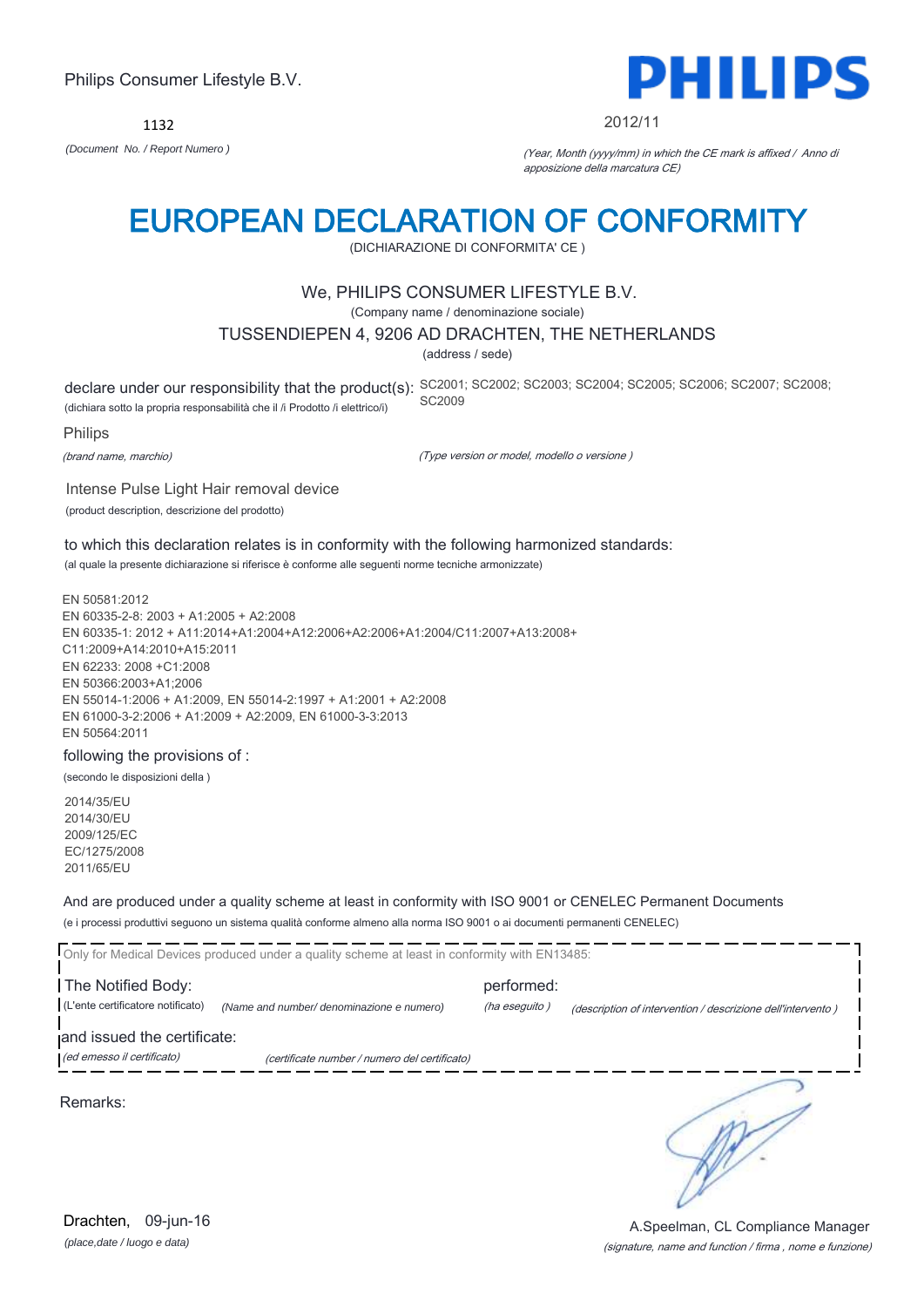Philips Consumer Lifestyle B.V.

1132

*(Document No. / Report Numero )*

2012/11

*(Year, Month (yyyy/mm) in which the CE mark is affixed / Anno di apposizione della marcatura CE)*

# EUROPEAN DECLARATION OF CONFORMITY

(DICHIARAZIONE DI CONFORMITA' CE )

We, PHILIPS CONSUMER LIFESTYLE B.V.

(Company name / denominazione sociale)

TUSSENDIEPEN 4, 9206 AD DRACHTEN, THE NETHERLANDS

(address / sede)

declare under our responsibility that the product(s): SC2001; SC2002; SC2003; SC2004; SC2005; SC2006; SC2007; SC2008; SC2009

(dichiara sotto la propria responsabilità che il /i Prodotto /i elettrico/i)

Philips

*(brand name, marchio)*

*(Type version or model, modello o versione )*

Intense Pulse Light Hair removal device

(product description, descrizione del prodotto)

to which this declaration relates is in conformity with the following harmonized standards:

(al quale la presente dichiarazione si riferisce è conforme alle seguenti norme tecniche armonizzate)

EN 50581:2012
EN 60335-2-8: 2003 + A1:2005 + A2:2008
EN 60335-1: 2012 + A11:2014+A1:2004+A12:2006+A2:2006+A1:2004/C11:2007+A13:2008+C11:2009+A14:2010+A15:2011
EN 62233: 2008 +C1:2008
EN 50366:2003+A1;2006
EN 55014-1:2006 + A1:2009, EN 55014-2:1997 + A1:2001 + A2:2008
EN 61000-3-2:2006 + A1:2009 + A2:2009, EN 61000-3-3:2013
EN 50564:2011

following the provisions of :

(secondo le disposizioni della )

2014/35/EU
2014/30/EU
2009/125/EC
EC/1275/2008
2011/65/EU

And are produced under a quality scheme at least in conformity with ISO 9001 or CENELEC Permanent Documents

(e i processi produttivi seguono un sistema qualità conforme almeno alla norma ISO 9001 o ai documenti permanenti CENELEC)

Only for Medical Devices produced under a quality scheme at least in conformity with EN13485:

The Notified Body: performed:

(L'ente certificatore notificato) *(Name and number/ denominazione e numero)* *(ha eseguito )* *(description of intervention / descrizione dell'intervento )*

and issued the certificate:

*(ed emesso il certificato)* *(certificate number / numero del certificato)*

Remarks:

Drachten, 09-jun-16

*(place,date / luogo e data)*

A.Speelman, CL Compliance Manager

*(signature, name and function / firma , nome e funzione)*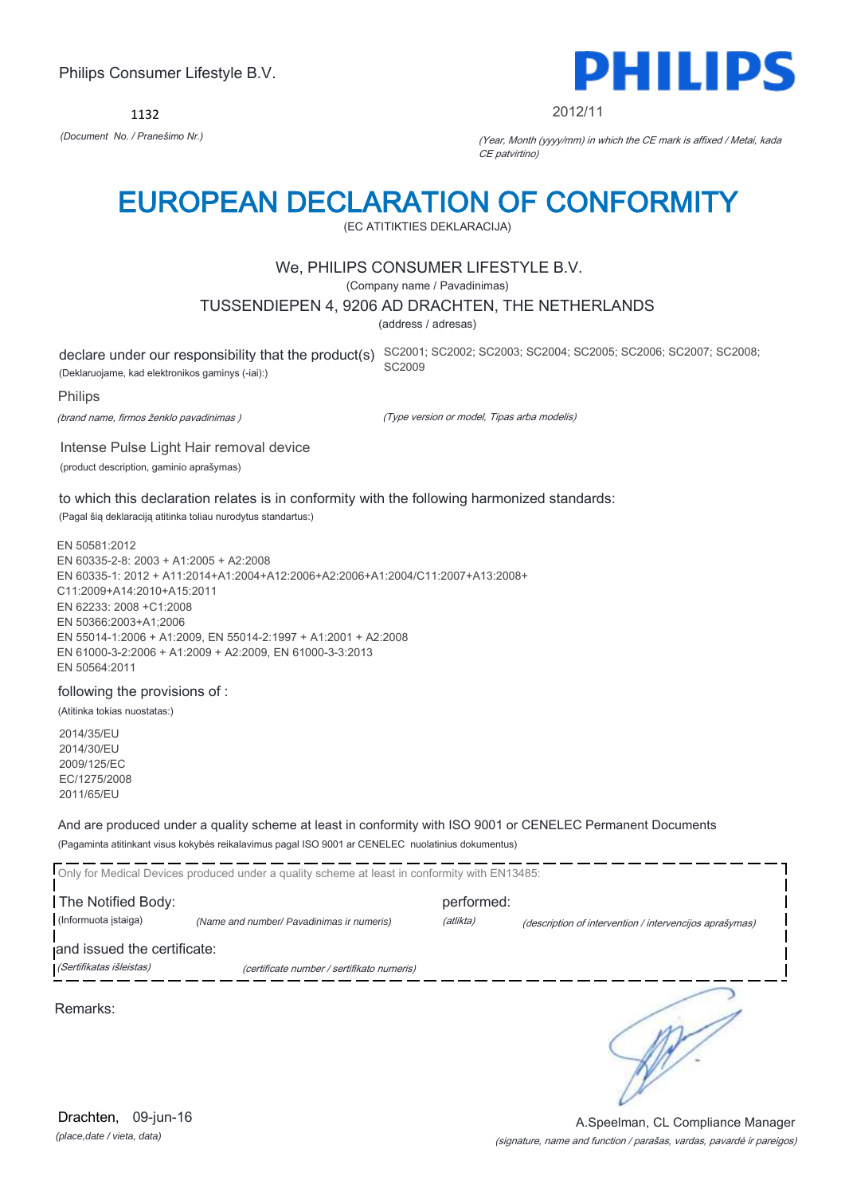Philips Consumer Lifestyle B.V.

1132

*(Document No. / Pranešimo Nr.)*

**PHILIPS**

2012/11

*(Year, Month (yyyy/mm) in which the CE mark is affixed / Metai, kada CE patvirtino)*

# EUROPEAN DECLARATION OF CONFORMITY

(EC ATITIKTIES DEKLARACIJA)

We, PHILIPS CONSUMER LIFESTYLE B.V.

(Company name / Pavadinimas)

TUSSENDIEPEN 4, 9206 AD DRACHTEN, THE NETHERLANDS

(address / adresas)

declare under our responsibility that the product(s) SC2001; SC2002; SC2003; SC2004; SC2005; SC2006; SC2007; SC2008; SC2009

(Deklaruojame, kad elektronikos gaminys (-iai):)

Philips

*(brand name, firmos ženklo pavadinimas )* *(Type version or model, Tipas arba modelis)*

Intense Pulse Light Hair removal device

(product description, gaminio aprašymas)

to which this declaration relates is in conformity with the following harmonized standards:

(Pagal šią deklaraciją atitinka toliau nurodytus standartus:)

EN 50581:2012
EN 60335-2-8: 2003 + A1:2005 + A2:2008
EN 60335-1: 2012 + A11:2014+A1:2004+A12:2006+A2:2006+A1:2004/C11:2007+A13:2008+C11:2009+A14:2010+A15:2011
EN 62233: 2008 +C1:2008
EN 50366:2003+A1;2006
EN 55014-1:2006 + A1:2009, EN 55014-2:1997 + A1:2001 + A2:2008
EN 61000-3-2:2006 + A1:2009 + A2:2009, EN 61000-3-3:2013
EN 50564:2011

following the provisions of :

(Atitinka tokias nuostatas:)

2014/35/EU
2014/30/EU
2009/125/EC
EC/1275/2008
2011/65/EU

And are produced under a quality scheme at least in conformity with ISO 9001 or CENELEC Permanent Documents

(Pagaminta atitinkant visus kokybės reikalavimus pagal ISO 9001 ar CENELEC nuolatinius dokumentus)

Only for Medical Devices produced under a quality scheme at least in conformity with EN13485:

The Notified Body: performed:

(Informuota įstaiga) *(Name and number/ Pavadinimas ir numeris)* *(atlikta)* *(description of intervention / intervencijos aprašymas)*

and issued the certificate:

*(Sertifikatas išleistas)* *(certificate number / sertifikato numeris)*

Remarks:

Drachten, 09-jun-16

*(place,date / vieta, data)*

A.Speelman, CL Compliance Manager

*(signature, name and function / parašas, vardas, pavardė ir pareigos)*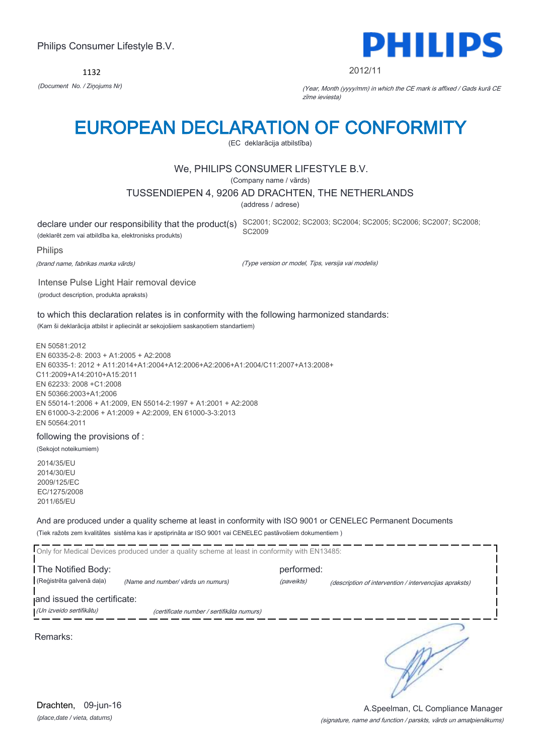Philips Consumer Lifestyle B.V.

1132

*(Document No. / Ziņojums Nr)*

PHILIPS

2012/11

*(Year, Month (yyyy/mm) in which the CE mark is affixed / Gads kurā CE zīme ieviesta)*

# EUROPEAN DECLARATION OF CONFORMITY

(EC deklarācija atbilstība)

We, PHILIPS CONSUMER LIFESTYLE B.V.

(Company name / vārds)

TUSSENDIEPEN 4, 9206 AD DRACHTEN, THE NETHERLANDS

(address / adrese)

declare under our responsibility that the product(s) SC2001; SC2002; SC2003; SC2004; SC2005; SC2006; SC2007; SC2008; SC2009

(deklarēt zem vai atbildība ka, elektronisks produkts)

Philips

*(brand name, fabrikas marka vārds)*

*(Type version or model, Tips, versija vai modelis)*

Intense Pulse Light Hair removal device

(product description, produkta apraksts)

to which this declaration relates is in conformity with the following harmonized standards:

(Kam ši deklarācija atbilst ir apliecināt ar sekojošiem saskaņotiem standartiem)

EN 50581:2012
EN 60335-2-8: 2003 + A1:2005 + A2:2008
EN 60335-1: 2012 + A11:2014+A1:2004+A12:2006+A2:2006+A1:2004/C11:2007+A13:2008+
C11:2009+A14:2010+A15:2011
EN 62233: 2008 +C1:2008
EN 50366:2003+A1;2006
EN 55014-1:2006 + A1:2009, EN 55014-2:1997 + A1:2001 + A2:2008
EN 61000-3-2:2006 + A1:2009 + A2:2009, EN 61000-3-3:2013
EN 50564:2011

following the provisions of :

(Sekojot noteikumiem)

2014/35/EU
2014/30/EU
2009/125/EC
EC/1275/2008
2011/65/EU

And are produced under a quality scheme at least in conformity with ISO 9001 or CENELEC Permanent Documents

(Tiek ražots zem kvalitātes sistēma kas ir apstiprināta ar ISO 9001 vai CENELEC pastāvošiem dokumentiem )

Only for Medical Devices produced under a quality scheme at least in conformity with EN13485:

The Notified Body: (Reģistrēta galvenā daļa) *(Name and number/ vārds un numurs)*

performed: *(paveikts)* *(description of intervention / intervencijas apraksts)*

and issued the certificate: *(Un izveido sertifikātu)* *(certificate number / sertifikāta numurs)*

Remarks:

Drachten, 09-jun-16

*(place,date / vieta, datums)*

A.Speelman, CL Compliance Manager

*(signature, name and function / parskts, vārds un amatpienākums)*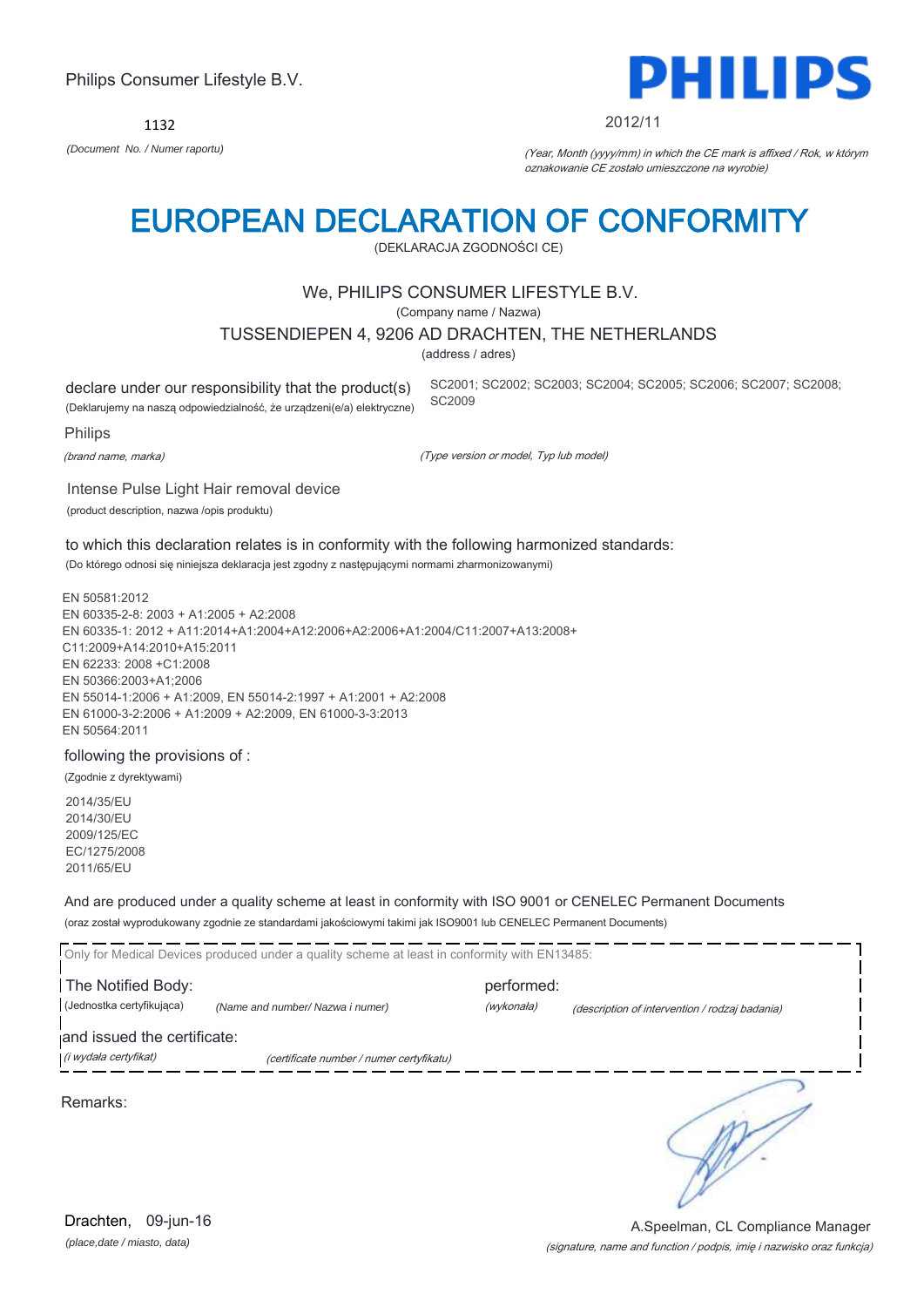Philips Consumer Lifestyle B.V.

1132

*(Document No. / Numer raportu)*

2012/11

*(Year, Month (yyyy/mm) in which the CE mark is affixed / Rok, w którym oznakowanie CE zostało umieszczone na wyrobie)*

# EUROPEAN DECLARATION OF CONFORMITY

(DEKLARACJA ZGODNOŚCI CE)

We, PHILIPS CONSUMER LIFESTYLE B.V.

(Company name / Nazwa)

TUSSENDIEPEN 4, 9206 AD DRACHTEN, THE NETHERLANDS

(address / adres)

declare under our responsibility that the product(s)
(Deklarujemy na naszą odpowiedzialność, że urządzeni(e/a) elektryczne)

SC2001; SC2002; SC2003; SC2004; SC2005; SC2006; SC2007; SC2008; SC2009

Philips

*(brand name, marka)*

*(Type version or model, Typ lub model)*

Intense Pulse Light Hair removal device

(product description, nazwa /opis produktu)

to which this declaration relates is in conformity with the following harmonized standards:

(Do którego odnosi się niniejsza deklaracja jest zgodny z następującymi normami zharmonizowanymi)

EN 50581:2012
EN 60335-2-8: 2003 + A1:2005 + A2:2008
EN 60335-1: 2012 + A11:2014+A1:2004+A12:2006+A2:2006+A1:2004/C11:2007+A13:2008+C11:2009+A14:2010+A15:2011
EN 62233: 2008 +C1:2008
EN 50366:2003+A1;2006
EN 55014-1:2006 + A1:2009, EN 55014-2:1997 + A1:2001 + A2:2008
EN 61000-3-2:2006 + A1:2009 + A2:2009, EN 61000-3-3:2013
EN 50564:2011

following the provisions of :

(Zgodnie z dyrektywami)

2014/35/EU
2014/30/EU
2009/125/EC
EC/1275/2008
2011/65/EU

And are produced under a quality scheme at least in conformity with ISO 9001 or CENELEC Permanent Documents

(oraz został wyprodukowany zgodnie ze standardami jakościowymi takimi jak ISO9001 lub CENELEC Permanent Documents)

Only for Medical Devices produced under a quality scheme at least in conformity with EN13485:

The Notified Body:
(Jednostka certyfikująca) *(Name and number/ Nazwa i numer)*

performed:
*(wykonała)* *(description of intervention / rodzaj badania)*

and issued the certificate:
*(i wydała certyfikat)* *(certificate number / numer certyfikatu)*

Remarks:

Drachten, 09-jun-16

*(place,date / miasto, data)*

A.Speelman, CL Compliance Manager

*(signature, name and function / podpis, imię i nazwisko oraz funkcja)*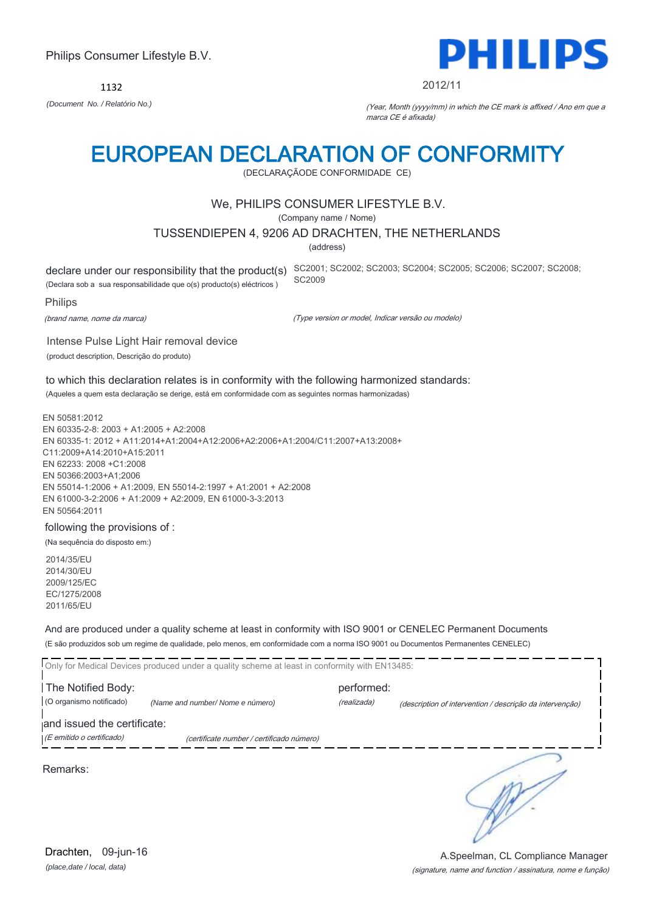Philips Consumer Lifestyle B.V.

1132

*(Document No. / Relatório No.)*

**PHILIPS**

2012/11

*(Year, Month (yyyy/mm) in which the CE mark is affixed / Ano em que a marca CE é afixada)*

# EUROPEAN DECLARATION OF CONFORMITY

(DECLARAÇÃODE CONFORMIDADE CE)

We, PHILIPS CONSUMER LIFESTYLE B.V.

(Company name / Nome)

TUSSENDIEPEN 4, 9206 AD DRACHTEN, THE NETHERLANDS

(address)

declare under our responsibility that the product(s) SC2001; SC2002; SC2003; SC2004; SC2005; SC2006; SC2007; SC2008; SC2009

(Declara sob a sua responsabilidade que o(s) producto(s) eléctricos )

Philips

*(brand name, nome da marca)*

*(Type version or model, Indicar versão ou modelo)*

Intense Pulse Light Hair removal device

(product description, Descrição do produto)

to which this declaration relates is in conformity with the following harmonized standards:

(Aqueles a quem esta declaração se derige, está em conformidade com as seguintes normas harmonizadas)

EN 50581:2012
EN 60335-2-8: 2003 + A1:2005 + A2:2008
EN 60335-1: 2012 + A11:2014+A1:2004+A12:2006+A2:2006+A1:2004/C11:2007+A13:2008+
C11:2009+A14:2010+A15:2011
EN 62233: 2008 +C1:2008
EN 50366:2003+A1;2006
EN 55014-1:2006 + A1:2009, EN 55014-2:1997 + A1:2001 + A2:2008
EN 61000-3-2:2006 + A1:2009 + A2:2009, EN 61000-3-3:2013
EN 50564:2011

following the provisions of :

(Na sequência do disposto em:)

2014/35/EU
2014/30/EU
2009/125/EC
EC/1275/2008
2011/65/EU

And are produced under a quality scheme at least in conformity with ISO 9001 or CENELEC Permanent Documents

(E são produzidos sob um regime de qualidade, pelo menos, em conformidade com a norma ISO 9001 ou Documentos Permanentes CENELEC)

Only for Medical Devices produced under a quality scheme at least in conformity with EN13485:

The Notified Body: performed:

(O organismo notificado) *(Name and number/ Nome e número)* *(realizada)* *(description of intervention / descrição da intervenção)*

and issued the certificate:

*(E emitido o certificado)* *(certificate number / certificado número)*

Remarks:

Drachten, 09-jun-16

*(place,date / local, data)*

A.Speelman, CL Compliance Manager

*(signature, name and function / assinatura, nome e função)*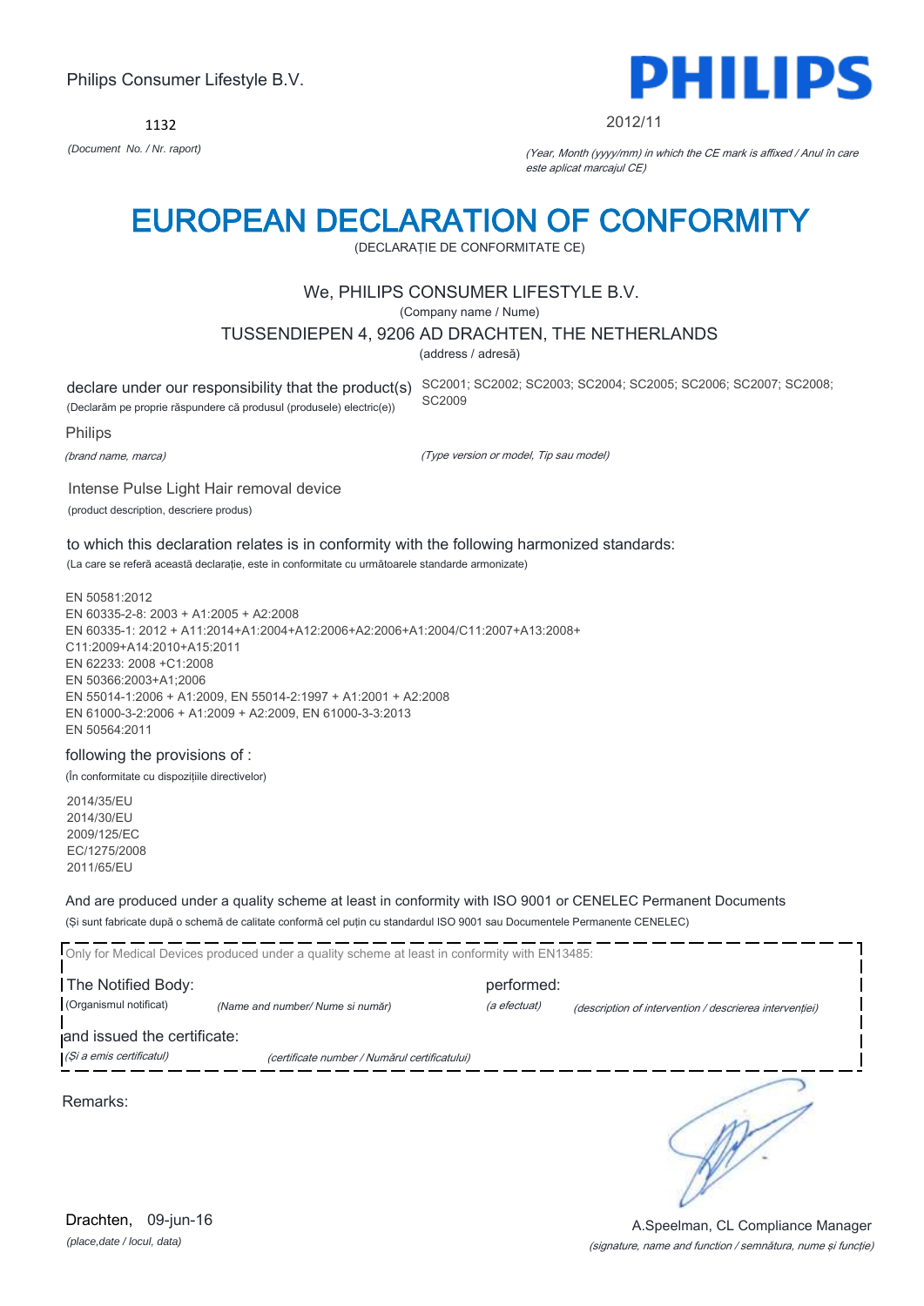Philips Consumer Lifestyle B.V.

1132

*(Document No. / Nr. raport)*

2012/11

*(Year, Month (yyyy/mm) in which the CE mark is affixed / Anul în care este aplicat marcajul CE)*

# EUROPEAN DECLARATION OF CONFORMITY

(DECLARAȚIE DE CONFORMITATE CE)

We, PHILIPS CONSUMER LIFESTYLE B.V.

(Company name / Nume)

TUSSENDIEPEN 4, 9206 AD DRACHTEN, THE NETHERLANDS

(address / adresă)

declare under our responsibility that the product(s)
(Declarăm pe proprie răspundere că produsul (produsele) electric(e))

SC2001; SC2002; SC2003; SC2004; SC2005; SC2006; SC2007; SC2008; SC2009

Philips

*(brand name, marca)*

*(Type version or model, Tip sau model)*

Intense Pulse Light Hair removal device

(product description, descriere produs)

to which this declaration relates is in conformity with the following harmonized standards:

(La care se referă această declarație, este in conformitate cu următoarele standarde armonizate)

EN 50581:2012
EN 60335-2-8: 2003 + A1:2005 + A2:2008
EN 60335-1: 2012 + A11:2014+A1:2004+A12:2006+A2:2006+A1:2004/C11:2007+A13:2008+C11:2009+A14:2010+A15:2011
EN 62233: 2008 +C1:2008
EN 50366:2003+A1;2006
EN 55014-1:2006 + A1:2009, EN 55014-2:1997 + A1:2001 + A2:2008
EN 61000-3-2:2006 + A1:2009 + A2:2009, EN 61000-3-3:2013
EN 50564:2011

following the provisions of :

(În conformitate cu dispozițiile directivelor)

2014/35/EU
2014/30/EU
2009/125/EC
EC/1275/2008
2011/65/EU

And are produced under a quality scheme at least in conformity with ISO 9001 or CENELEC Permanent Documents

(Și sunt fabricate după o schemă de calitate conformă cel puțin cu standardul ISO 9001 sau Documentele Permanente CENELEC)

Only for Medical Devices produced under a quality scheme at least in conformity with EN13485:

The Notified Body: (Organismul notificat) *(Name and number/ Nume si număr)*

performed: *(a efectuat)* *(description of intervention / descrierea intervenției)*

and issued the certificate: *(Și a emis certificatul)* *(certificate number / Numărul certificatului)*

Remarks:

Drachten, 09-jun-16

*(place,date / locul, data)*

A.Speelman, CL Compliance Manager

*(signature, name and function / semnătura, nume și funcție)*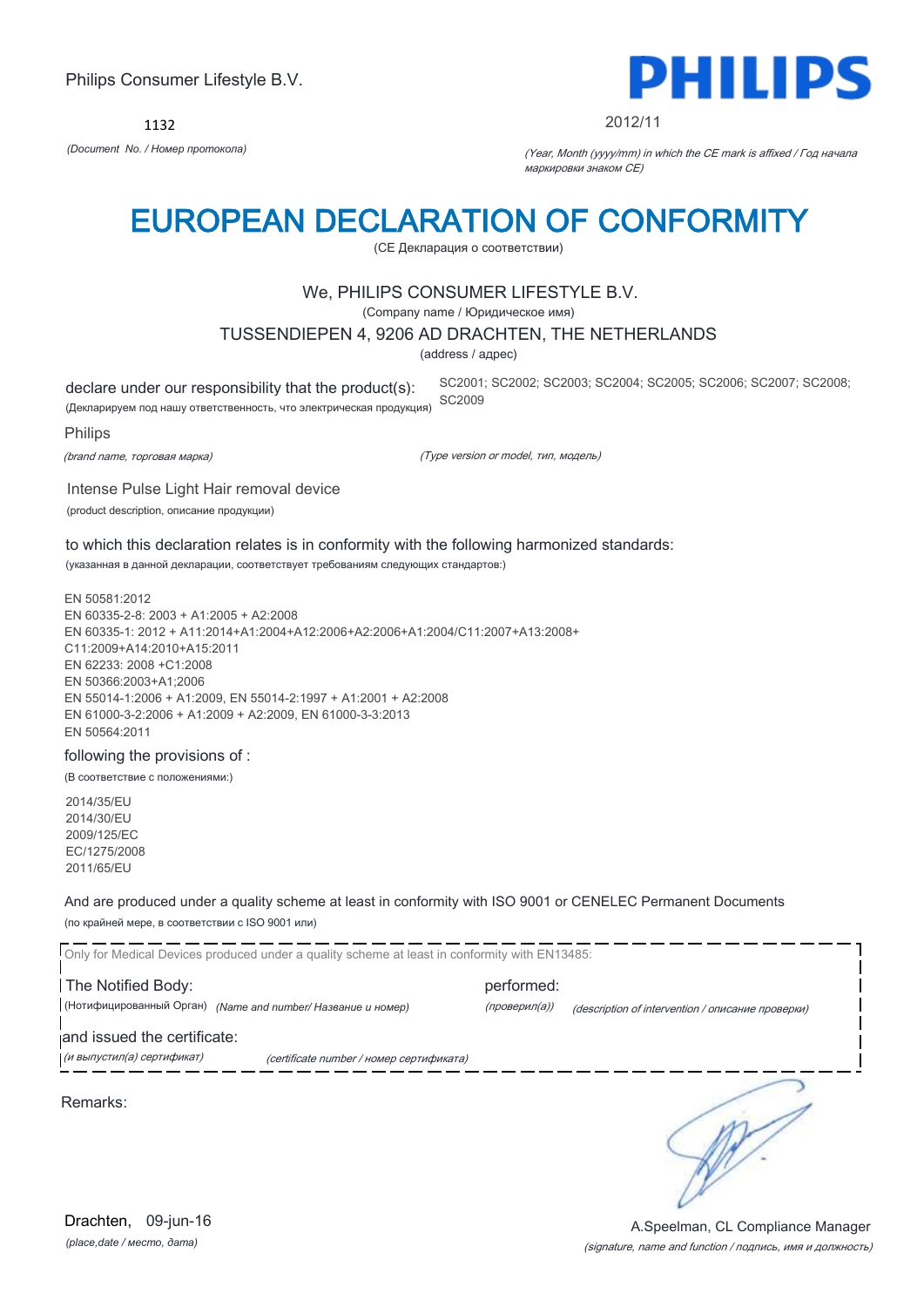Philips Consumer Lifestyle B.V.

**PHILIPS**

1132

*(Document No. / Номер протокола)*

2012/11

*(Year, Month (yyyy/mm) in which the CE mark is affixed / Год начала маркировки знаком CE)*

# EUROPEAN DECLARATION OF CONFORMITY

(CE Декларация о соответствии)

We, PHILIPS CONSUMER LIFESTYLE B.V.

(Company name / Юридическое имя)

TUSSENDIEPEN 4, 9206 AD DRACHTEN, THE NETHERLANDS

(address / адрес)

declare under our responsibility that the product(s):
(Декларируем под нашу ответственность, что электрическая продукция)

SC2001; SC2002; SC2003; SC2004; SC2005; SC2006; SC2007; SC2008; SC2009

Philips

*(brand name, торговая марка)*

*(Type version or model, тип, модель)*

Intense Pulse Light Hair removal device

(product description, описание продукции)

to which this declaration relates is in conformity with the following harmonized standards:

(указанная в данной декларации, соответствует требованиям следующих стандартов:)

EN 50581:2012
EN 60335-2-8: 2003 + A1:2005 + A2:2008
EN 60335-1: 2012 + A11:2014+A1:2004+A12:2006+A2:2006+A1:2004/C11:2007+A13:2008+C11:2009+A14:2010+A15:2011
EN 62233: 2008 +C1:2008
EN 50366:2003+A1;2006
EN 55014-1:2006 + A1:2009, EN 55014-2:1997 + A1:2001 + A2:2008
EN 61000-3-2:2006 + A1:2009 + A2:2009, EN 61000-3-3:2013
EN 50564:2011

following the provisions of :

(В соответствие с положениями:)

2014/35/EU
2014/30/EU
2009/125/EC
EC/1275/2008
2011/65/EU

And are produced under a quality scheme at least in conformity with ISO 9001 or CENELEC Permanent Documents

(по крайней мере, в соответствии с ISO 9001 или)

Only for Medical Devices produced under a quality scheme at least in conformity with EN13485:

The Notified Body: (Нотифицированный Орган) *(Name and number/ Название и номер)*

performed: *(проверил(а))* *(description of intervention / описание проверки)*

and issued the certificate: *(и выпустил(а) сертификат)* *(certificate number / номер сертификата)*

Remarks:

Drachten, 09-jun-16

*(place,date / место, дата)*

A.Speelman, CL Compliance Manager

*(signature, name and function / подпись, имя и должность)*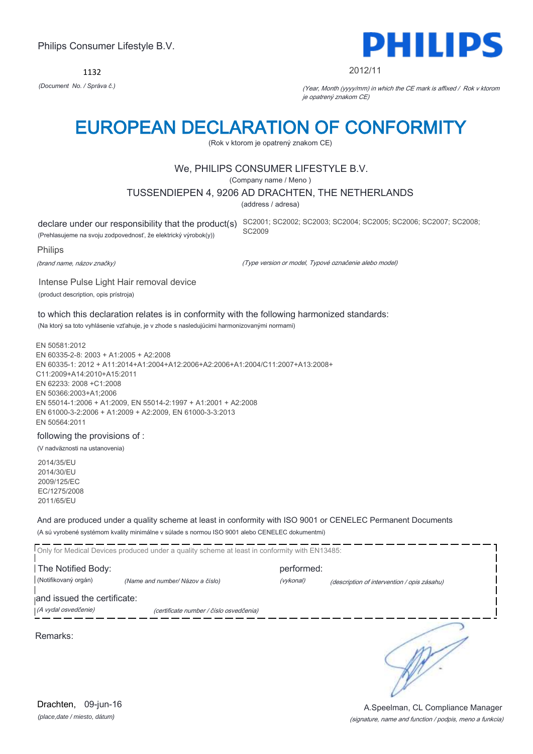Philips Consumer Lifestyle B.V.

1132

*(Document No. / Správa č.)*

PHILIPS

2012/11

*(Year, Month (yyyy/mm) in which the CE mark is affixed / Rok v ktorom je opatrený znakom CE)*

# EUROPEAN DECLARATION OF CONFORMITY

(Rok v ktorom je opatrený znakom CE)

We, PHILIPS CONSUMER LIFESTYLE B.V.

(Company name / Meno )

TUSSENDIEPEN 4, 9206 AD DRACHTEN, THE NETHERLANDS

(address / adresa)

declare under our responsibility that the product(s) SC2001; SC2002; SC2003; SC2004; SC2005; SC2006; SC2007; SC2008; SC2009

(Prehlasujeme na svoju zodpovednosť, že elektrický výrobok(y))

Philips

*(brand name, názov značky)*

*(Type version or model, Typové označenie alebo model)*

Intense Pulse Light Hair removal device

(product description, opis prístroja)

to which this declaration relates is in conformity with the following harmonized standards:

(Na ktorý sa toto vyhlásenie vzťahuje, je v zhode s nasledujúcimi harmonizovanými normami)

EN 50581:2012
EN 60335-2-8: 2003 + A1:2005 + A2:2008
EN 60335-1: 2012 + A11:2014+A1:2004+A12:2006+A2:2006+A1:2004/C11:2007+A13:2008+C11:2009+A14:2010+A15:2011
EN 62233: 2008 +C1:2008
EN 50366:2003+A1;2006
EN 55014-1:2006 + A1:2009, EN 55014-2:1997 + A1:2001 + A2:2008
EN 61000-3-2:2006 + A1:2009 + A2:2009, EN 61000-3-3:2013
EN 50564:2011

following the provisions of :

(V nadväznosti na ustanovenia)

2014/35/EU
2014/30/EU
2009/125/EC
EC/1275/2008
2011/65/EU

And are produced under a quality scheme at least in conformity with ISO 9001 or CENELEC Permanent Documents

(A sú vyrobené systémom kvality minimálne v súlade s normou ISO 9001 alebo CENELEC dokumentmi)

Only for Medical Devices produced under a quality scheme at least in conformity with EN13485:

The Notified Body: performed:

(Notifikovaný orgán) *(Name and number/ Názov a číslo)* *(vykonal)* *(description of intervention / opis zásahu)*

and issued the certificate:

*(A vydal osvedčenie)* *(certificate number / číslo osvedčenia)*

Remarks:

Drachten, 09-jun-16

*(place,date / miesto, dátum)*

A.Speelman, CL Compliance Manager

*(signature, name and function / podpis, meno a funkcia)*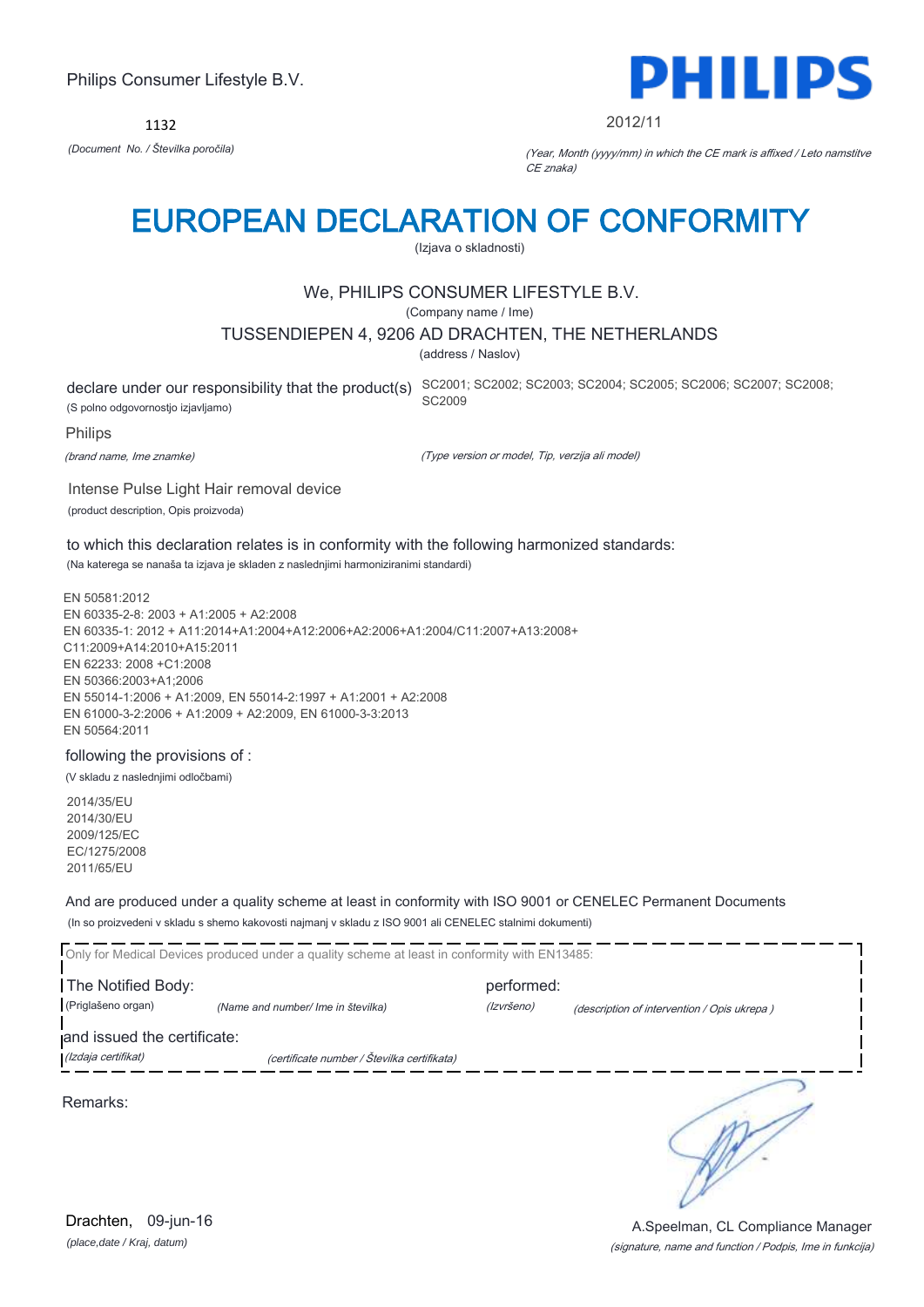Philips Consumer Lifestyle B.V.

1132

*(Document No. / Številka poročila)*

2012/11

*(Year, Month (yyyy/mm) in which the CE mark is affixed / Leto namstitve CE znaka)*

# EUROPEAN DECLARATION OF CONFORMITY

(Izjava o skladnosti)

We, PHILIPS CONSUMER LIFESTYLE B.V.

(Company name / Ime)

TUSSENDIEPEN 4, 9206 AD DRACHTEN, THE NETHERLANDS

(address / Naslov)

declare under our responsibility that the product(s) SC2001; SC2002; SC2003; SC2004; SC2005; SC2006; SC2007; SC2008; SC2009

(S polno odgovornostjo izjavljamo)

Philips

*(brand name, Ime znamke)* *(Type version or model, Tip, verzija ali model)*

Intense Pulse Light Hair removal device

(product description, Opis proizvoda)

to which this declaration relates is in conformity with the following harmonized standards:

(Na katerega se nanaša ta izjava je skladen z naslednjimi harmoniziranimi standardi)

EN 50581:2012
EN 60335-2-8: 2003 + A1:2005 + A2:2008
EN 60335-1: 2012 + A11:2014+A1:2004+A12:2006+A2:2006+A1:2004/C11:2007+A13:2008+C11:2009+A14:2010+A15:2011
EN 62233: 2008 +C1:2008
EN 50366:2003+A1;2006
EN 55014-1:2006 + A1:2009, EN 55014-2:1997 + A1:2001 + A2:2008
EN 61000-3-2:2006 + A1:2009 + A2:2009, EN 61000-3-3:2013
EN 50564:2011

following the provisions of :

(V skladu z naslednjimi odločbami)

2014/35/EU
2014/30/EU
2009/125/EC
EC/1275/2008
2011/65/EU

And are produced under a quality scheme at least in conformity with ISO 9001 or CENELEC Permanent Documents

(In so proizvedeni v skladu s shemo kakovosti najmanj v skladu z ISO 9001 ali CENELEC stalnimi dokumenti)

Only for Medical Devices produced under a quality scheme at least in conformity with EN13485:

The Notified Body: performed:

(Priglašeno organ) *(Name and number/ Ime in številka)* *(Izvršeno)* *(description of intervention / Opis ukrepa )*

and issued the certificate:

*(Izdaja certifikat)* *(certificate number / Številka certifikata)*

Remarks:

Drachten, 09-jun-16

*(place,date / Kraj, datum)*

A.Speelman, CL Compliance Manager

*(signature, name and function / Podpis, Ime in funkcija)*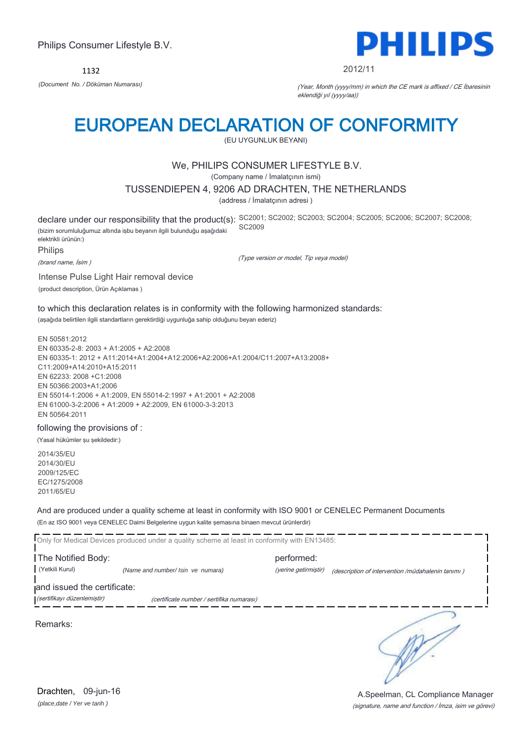Philips Consumer Lifestyle B.V.

1132

*(Document No. / Döküman Numarası)*

2012/11

*(Year, Month (yyyy/mm) in which the CE mark is affixed / CE İbaresinin eklendiği yıl (yyyy/aa))*

# EUROPEAN DECLARATION OF CONFORMITY

(EU UYGUNLUK BEYANI)

We, PHILIPS CONSUMER LIFESTYLE B.V.

(Company name / İmalatçının ismi)

TUSSENDIEPEN 4, 9206 AD DRACHTEN, THE NETHERLANDS

(address / İmalatçının adresi )

declare under our responsibility that the product(s): SC2001; SC2002; SC2003; SC2004; SC2005; SC2006; SC2007; SC2008; SC2009

(bizim sorumluluğumuz altında işbu beyanın ilgili bulunduğu aşağıdaki elektrikli ürünün:)

Philips

*(brand name, İsim )*

*(Type version or model, Tip veya model)*

Intense Pulse Light Hair removal device

(product description, Ürün Açıklamas )

to which this declaration relates is in conformity with the following harmonized standards:

(aşağıda belirtilen ilgili standartların gerektirdiği uygunluğa sahip olduğunu beyan ederiz)

EN 50581:2012
EN 60335-2-8: 2003 + A1:2005 + A2:2008
EN 60335-1: 2012 + A11:2014+A1:2004+A12:2006+A2:2006+A1:2004/C11:2007+A13:2008+
C11:2009+A14:2010+A15:2011
EN 62233: 2008 +C1:2008
EN 50366:2003+A1;2006
EN 55014-1:2006 + A1:2009, EN 55014-2:1997 + A1:2001 + A2:2008
EN 61000-3-2:2006 + A1:2009 + A2:2009, EN 61000-3-3:2013
EN 50564:2011

following the provisions of :

(Yasal hükümler şu şekildedir:)

2014/35/EU
2014/30/EU
2009/125/EC
EC/1275/2008
2011/65/EU

And are produced under a quality scheme at least in conformity with ISO 9001 or CENELEC Permanent Documents

(En az ISO 9001 veya CENELEC Daimi Belgelerine uygun kalite şemasına binaen mevcut ürünlerdir)

Only for Medical Devices produced under a quality scheme at least in conformity with EN13485:

The Notified Body: (Yetkili Kurul) *(Name and number/ Isin ve numara)*

performed: *(yerine getirmiştir)* *(description of intervention /müdahalenin tanımı )*

and issued the certificate: *(sertifikayı düzenlemiştir)* *(certificate number / sertifika numarası)*

Remarks:

Drachten, 09-jun-16

*(place,date / Yer ve tarih )*

A.Speelman, CL Compliance Manager

*(signature, name and function / İmza, isim ve görevi)*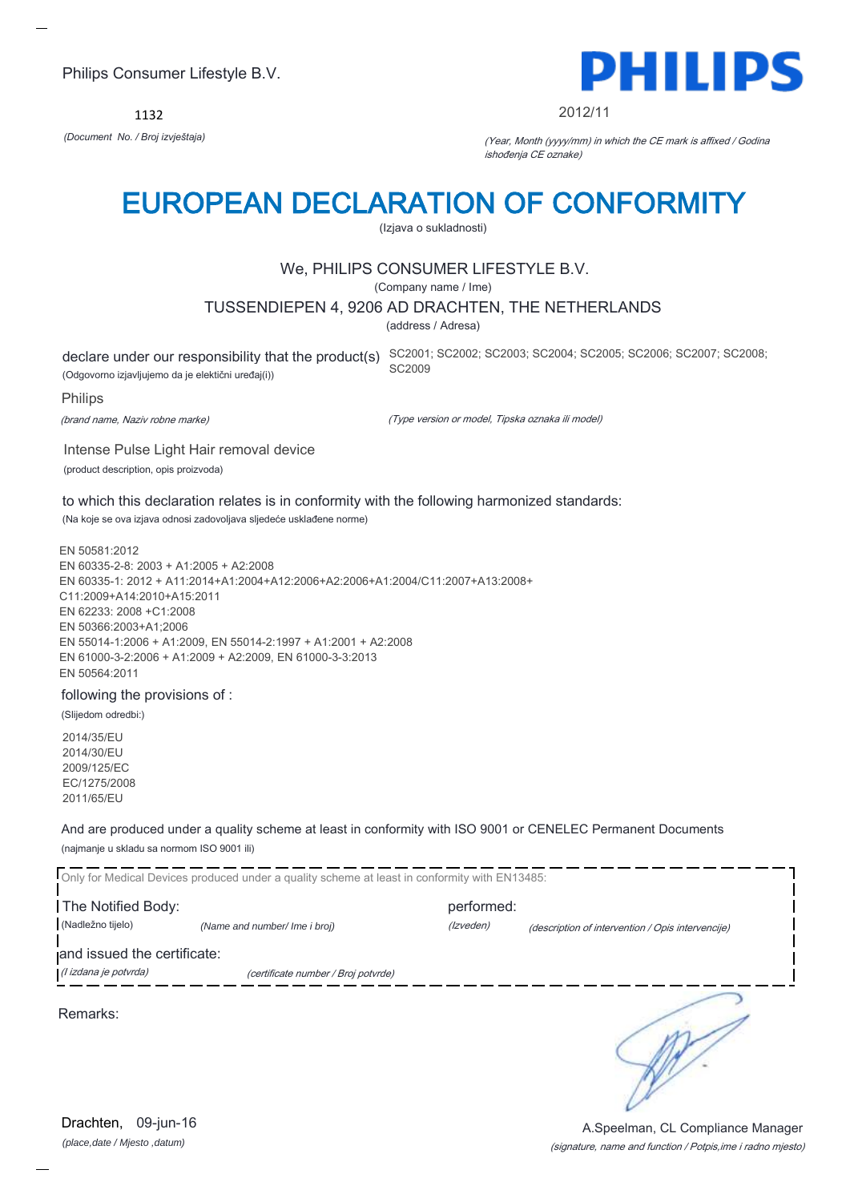Philips Consumer Lifestyle B.V.

PHILIPS

1132

*(Document No. / Broj izvještaja)*

2012/11

*(Year, Month (yyyy/mm) in which the CE mark is affixed / Godina ishođenja CE oznake)*

# EUROPEAN DECLARATION OF CONFORMITY

(Izjava o sukladnosti)

We, PHILIPS CONSUMER LIFESTYLE B.V.

(Company name / Ime)

TUSSENDIEPEN 4, 9206 AD DRACHTEN, THE NETHERLANDS

(address / Adresa)

declare under our responsibility that the product(s)
(Odgovorno izjavljujemo da je električni uređaj(i))

SC2001; SC2002; SC2003; SC2004; SC2005; SC2006; SC2007; SC2008; SC2009

Philips

*(brand name, Naziv robne marke)*

*(Type version or model, Tipska oznaka ili model)*

Intense Pulse Light Hair removal device

(product description, opis proizvoda)

to which this declaration relates is in conformity with the following harmonized standards:

(Na koje se ova izjava odnosi zadovoljava sljedeće usklađene norme)

EN 50581:2012
EN 60335-2-8: 2003 + A1:2005 + A2:2008
EN 60335-1: 2012 + A11:2014+A1:2004+A12:2006+A2:2006+A1:2004/C11:2007+A13:2008+
C11:2009+A14:2010+A15:2011
EN 62233: 2008 +C1:2008
EN 50366:2003+A1;2006
EN 55014-1:2006 + A1:2009, EN 55014-2:1997 + A1:2001 + A2:2008
EN 61000-3-2:2006 + A1:2009 + A2:2009, EN 61000-3-3:2013
EN 50564:2011

following the provisions of :

(Slijedom odredbi:)

2014/35/EU
2014/30/EU
2009/125/EC
EC/1275/2008
2011/65/EU

And are produced under a quality scheme at least in conformity with ISO 9001 or CENELEC Permanent Documents

(najmanje u skladu sa normom ISO 9001 ili)

Only for Medical Devices produced under a quality scheme at least in conformity with EN13485:

The Notified Body: (Nadležno tijelo) *(Name and number/ Ime i broj)*

performed: *(Izveden)* *(description of intervention / Opis intervencije)*

and issued the certificate: *(I izdana je potvrda)* *(certificate number / Broj potvrde)*

Remarks:

Drachten, 09-jun-16

*(place,date / Mjesto ,datum)*

A.Speelman, CL Compliance Manager

*(signature, name and function / Potpis,ime i radno mjesto)*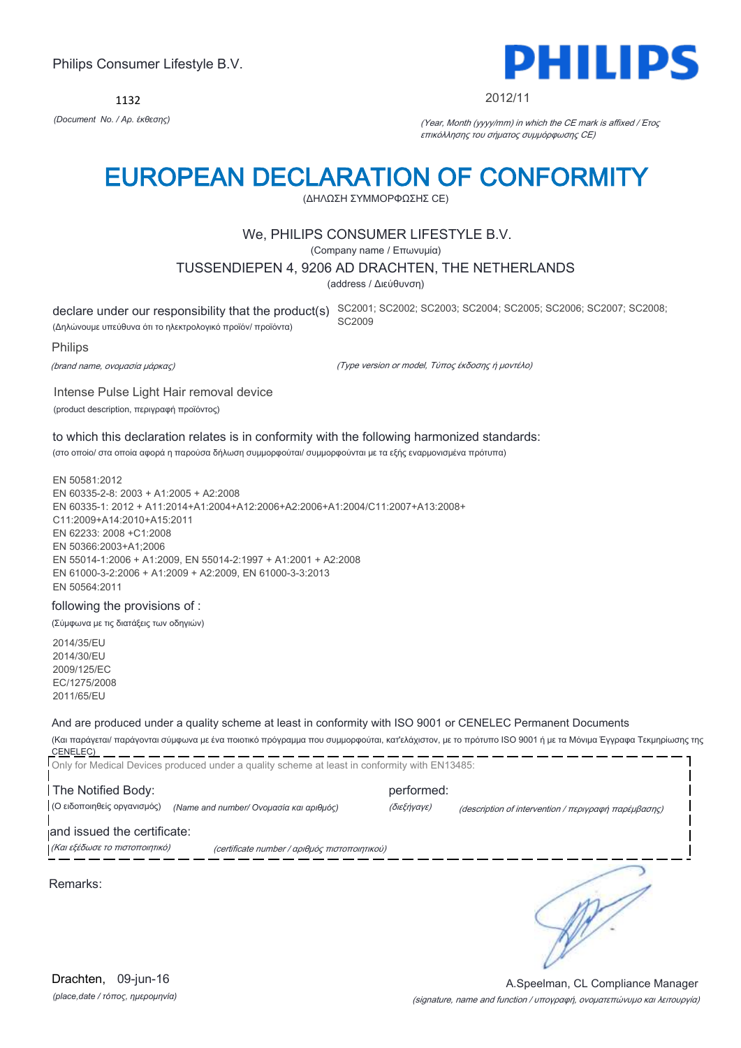Philips Consumer Lifestyle B.V.

1132

*(Document No. / Αρ. έκθεσης)*

2012/11

*(Year, Month (yyyy/mm) in which the CE mark is affixed / Έτος επικόλλησης του σήματος συμμόρφωσης CE)*

# EUROPEAN DECLARATION OF CONFORMITY

(ΔΗΛΩΣΗ ΣΥΜΜΟΡΦΩΣΗΣ CE)

We, PHILIPS CONSUMER LIFESTYLE B.V.

(Company name / Επωνυμία)

TUSSENDIEPEN 4, 9206 AD DRACHTEN, THE NETHERLANDS

(address / Διεύθυνση)

declare under our responsibility that the product(s) SC2001; SC2002; SC2003; SC2004; SC2005; SC2006; SC2007; SC2008; SC2009

(Δηλώνουμε υπεύθυνα ότι το ηλεκτρολογικό προϊόν/ προϊόντα)

Philips

*(brand name, ονομασία μάρκας)*

*(Type version or model, Τύπος έκδοσης ή μοντέλο)*

Intense Pulse Light Hair removal device

(product description, περιγραφή προϊόντος)

to which this declaration relates is in conformity with the following harmonized standards:

(στο οποίο/ στα οποία αφορά η παρούσα δήλωση συμμορφούται/ συμμορφούνται με τα εξής εναρμονισμένα πρότυπα)

EN 50581:2012
EN 60335-2-8: 2003 + A1:2005 + A2:2008
EN 60335-1: 2012 + A11:2014+A1:2004+A12:2006+A2:2006+A1:2004/C11:2007+A13:2008+
C11:2009+A14:2010+A15:2011
EN 62233: 2008 +C1:2008
EN 50366:2003+A1;2006
EN 55014-1:2006 + A1:2009, EN 55014-2:1997 + A1:2001 + A2:2008
EN 61000-3-2:2006 + A1:2009 + A2:2009, EN 61000-3-3:2013
EN 50564:2011

following the provisions of :

(Σύμφωνα με τις διατάξεις των οδηγιών)

2014/35/EU
2014/30/EU
2009/125/EC
EC/1275/2008
2011/65/EU

And are produced under a quality scheme at least in conformity with ISO 9001 or CENELEC Permanent Documents

(Και παράγεται/ παράγονται σύμφωνα με ένα ποιοτικό πρόγραμμα που συμμορφούται, κατ'ελάχιστον, με το πρότυπο ISO 9001 ή με τα Μόνιμα Έγγραφα Τεκμηρίωσης της CENELEC)

Only for Medical Devices produced under a quality scheme at least in conformity with EN13485:

The Notified Body: performed:

(Ο ειδοποιηθείς οργανισμός) *(Name and number/ Ονομασία και αριθμός)* *(διεξήγαγε)* *(description of intervention / περιγραφή παρέμβασης)*

and issued the certificate:

*(Και εξέδωσε το πιστοποιητικό)* *(certificate number / αριθμός πιστοποιητικού)*

Remarks:

Drachten, 09-jun-16

*(place,date / τόπος, ημερομηνία)*

A.Speelman, CL Compliance Manager

*(signature, name and function / υπογραφή, ονοματεπώνυμο και λειτουργία)*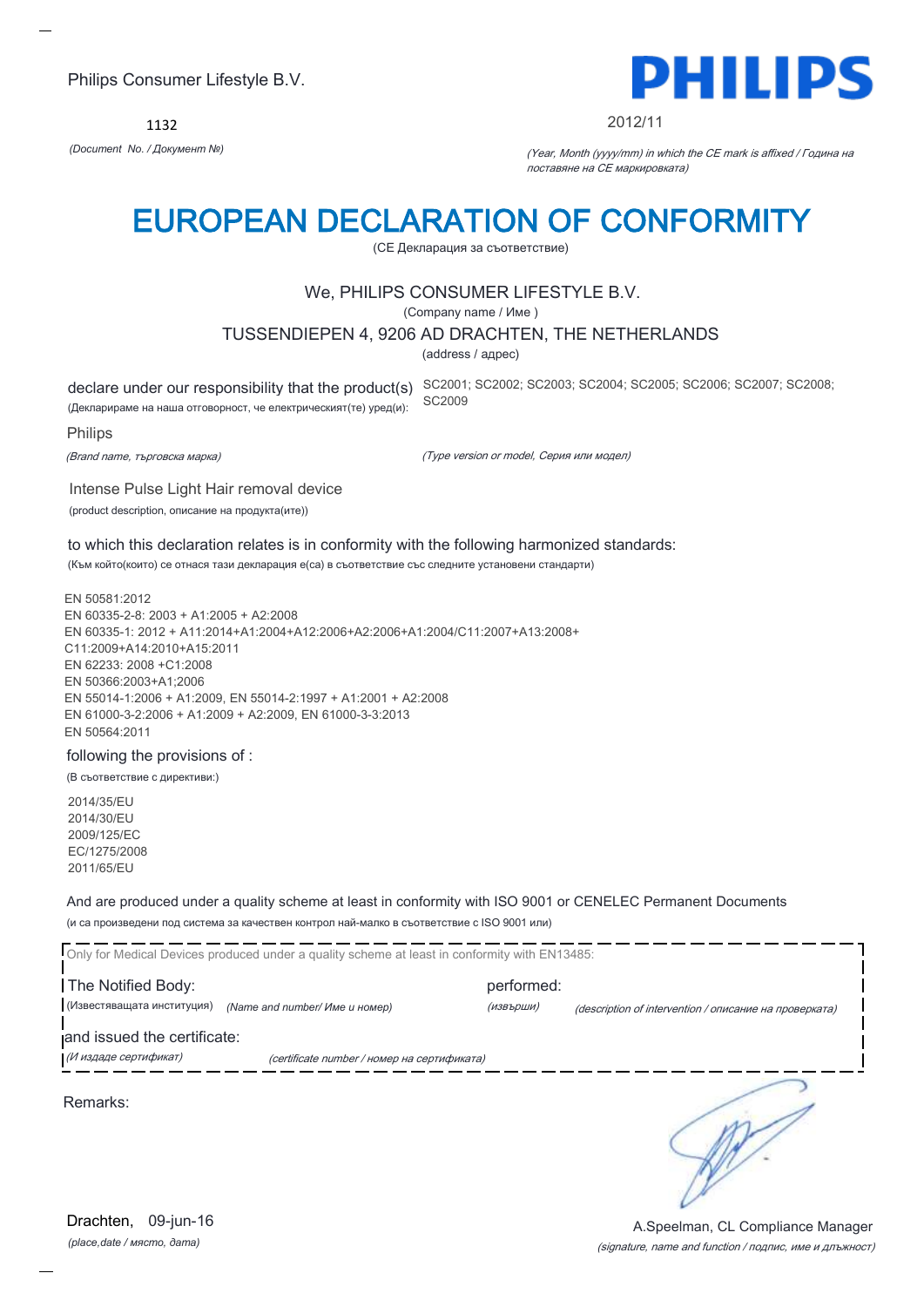Philips Consumer Lifestyle B.V.

**PHILIPS**

1132

*(Document No. / Документ №)*

2012/11

*(Year, Month (yyyy/mm) in which the CE mark is affixed / Година на поставяне на CE маркировката)*

# EUROPEAN DECLARATION OF CONFORMITY

(CE Декларация за съответствие)

We, PHILIPS CONSUMER LIFESTYLE B.V.

(Company name / Име )

TUSSENDIEPEN 4, 9206 AD DRACHTEN, THE NETHERLANDS

(address / адрес)

declare under our responsibility that the product(s)
(Декларираме на наша отговорност, че електрическият(те) уред(и):

SC2001; SC2002; SC2003; SC2004; SC2005; SC2006; SC2007; SC2008; SC2009

Philips

*(Brand name, търговска марка)*

*(Type version or model, Серия или модел)*

Intense Pulse Light Hair removal device

(product description, описание на продукта(ите))

to which this declaration relates is in conformity with the following harmonized standards:

(Към който(които) се отнася тази декларация е(са) в съответствие със следните установени стандарти)

EN 50581:2012
EN 60335-2-8: 2003 + A1:2005 + A2:2008
EN 60335-1: 2012 + A11:2014+A1:2004+A12:2006+A2:2006+A1:2004/C11:2007+A13:2008+C11:2009+A14:2010+A15:2011
EN 62233: 2008 +C1:2008
EN 50366:2003+A1;2006
EN 55014-1:2006 + A1:2009, EN 55014-2:1997 + A1:2001 + A2:2008
EN 61000-3-2:2006 + A1:2009 + A2:2009, EN 61000-3-3:2013
EN 50564:2011

following the provisions of :

(В съответствие с директиви:)

2014/35/EU
2014/30/EU
2009/125/EC
EC/1275/2008
2011/65/EU

And are produced under a quality scheme at least in conformity with ISO 9001 or CENELEC Permanent Documents

(и са произведени под система за качествен контрол най-малко в съответствие с ISO 9001 или)

Only for Medical Devices produced under a quality scheme at least in conformity with EN13485:

The Notified Body:
(Известяващата институция) *(Name and number/ Име и номер)*

performed:
*(извърши)* *(description of intervention / описание на проверката)*

and issued the certificate:
*(И издаде сертификат)* *(certificate number / номер на сертификата)*

Remarks:

Drachten, 09-jun-16

*(place,date / място, дата)*

A.Speelman, CL Compliance Manager

*(signature, name and function / подпис, име и длъжност)*